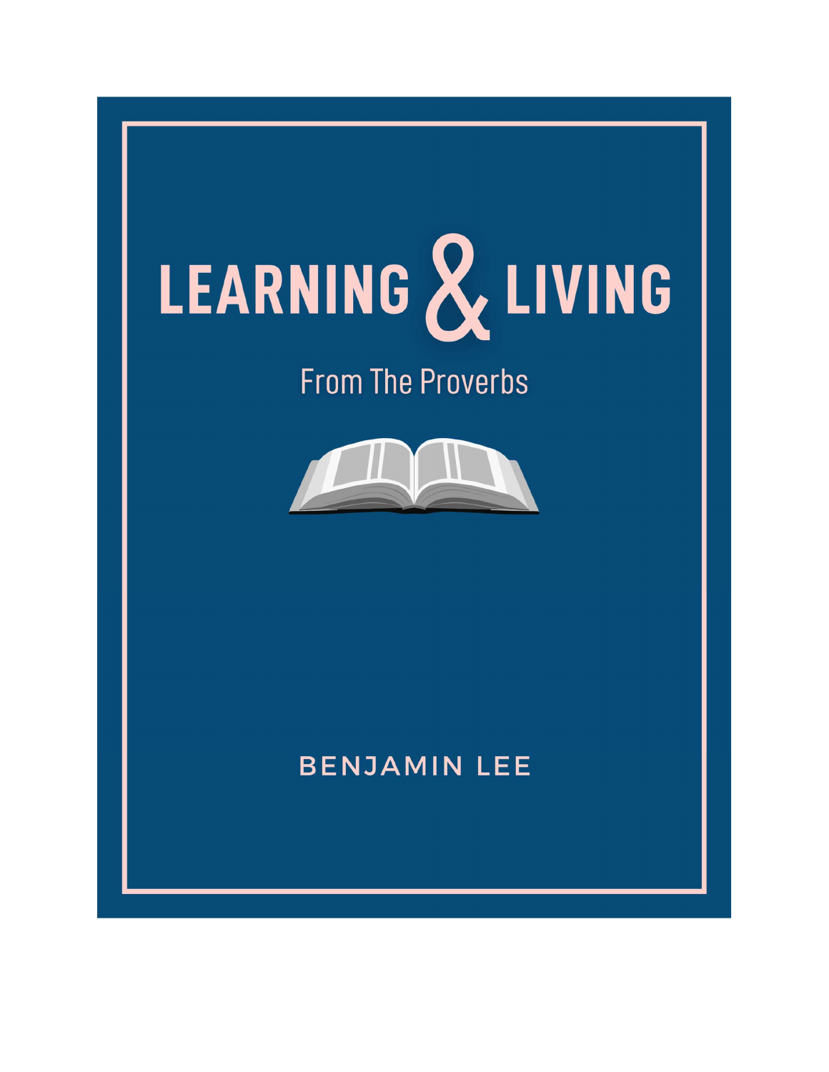# LEARNING & LIVING

## From The Proverbs

BENJAMIN LEE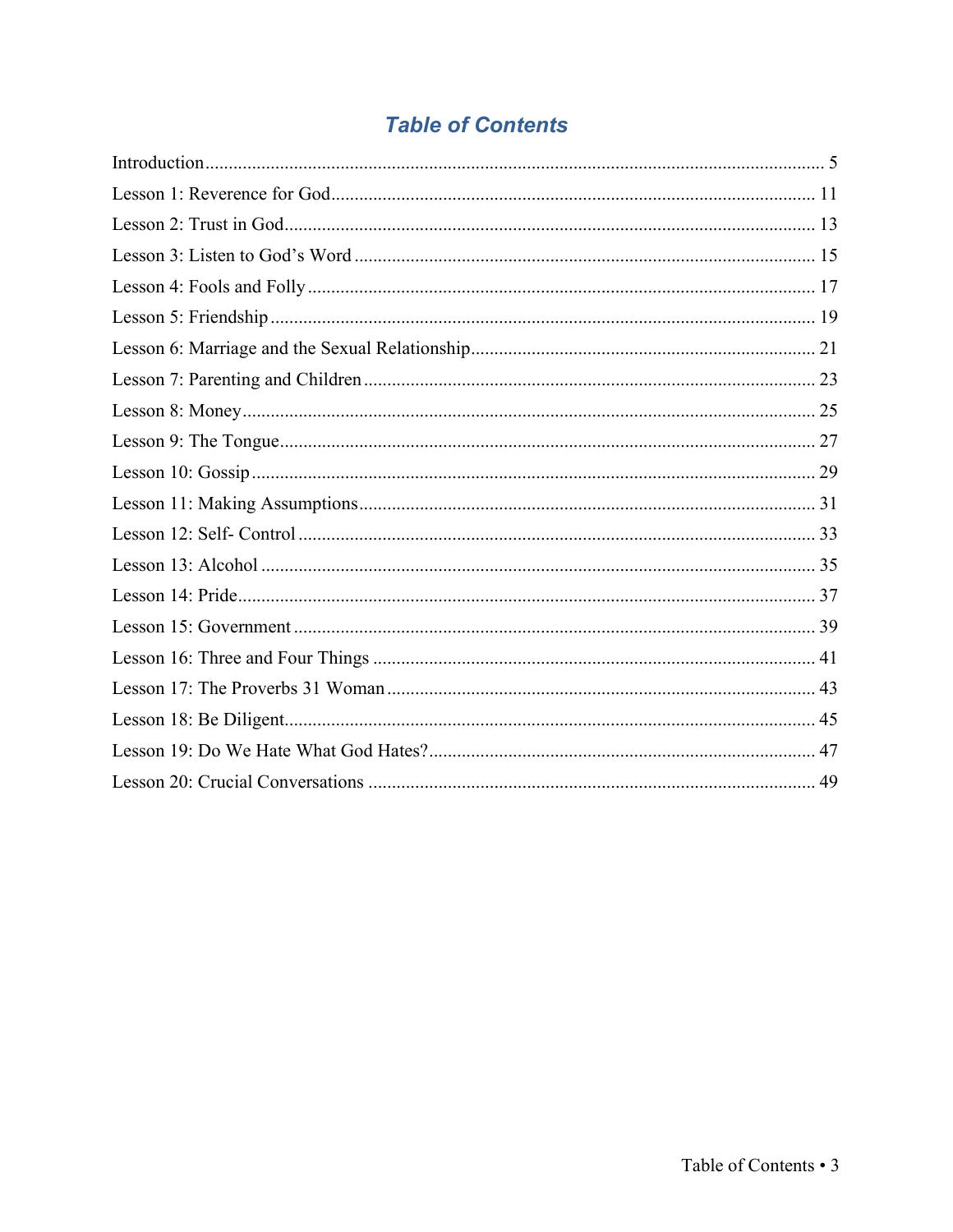## *Table of Contents*

Introduction .......... 5
Lesson 1: Reverence for God .......... 11
Lesson 2: Trust in God .......... 13
Lesson 3: Listen to God's Word .......... 15
Lesson 4: Fools and Folly .......... 17
Lesson 5: Friendship .......... 19
Lesson 6: Marriage and the Sexual Relationship .......... 21
Lesson 7: Parenting and Children .......... 23
Lesson 8: Money .......... 25
Lesson 9: The Tongue .......... 27
Lesson 10: Gossip .......... 29
Lesson 11: Making Assumptions .......... 31
Lesson 12: Self- Control .......... 33
Lesson 13: Alcohol .......... 35
Lesson 14: Pride .......... 37
Lesson 15: Government .......... 39
Lesson 16: Three and Four Things .......... 41
Lesson 17: The Proverbs 31 Woman .......... 43
Lesson 18: Be Diligent .......... 45
Lesson 19: Do We Hate What God Hates? .......... 47
Lesson 20: Crucial Conversations .......... 49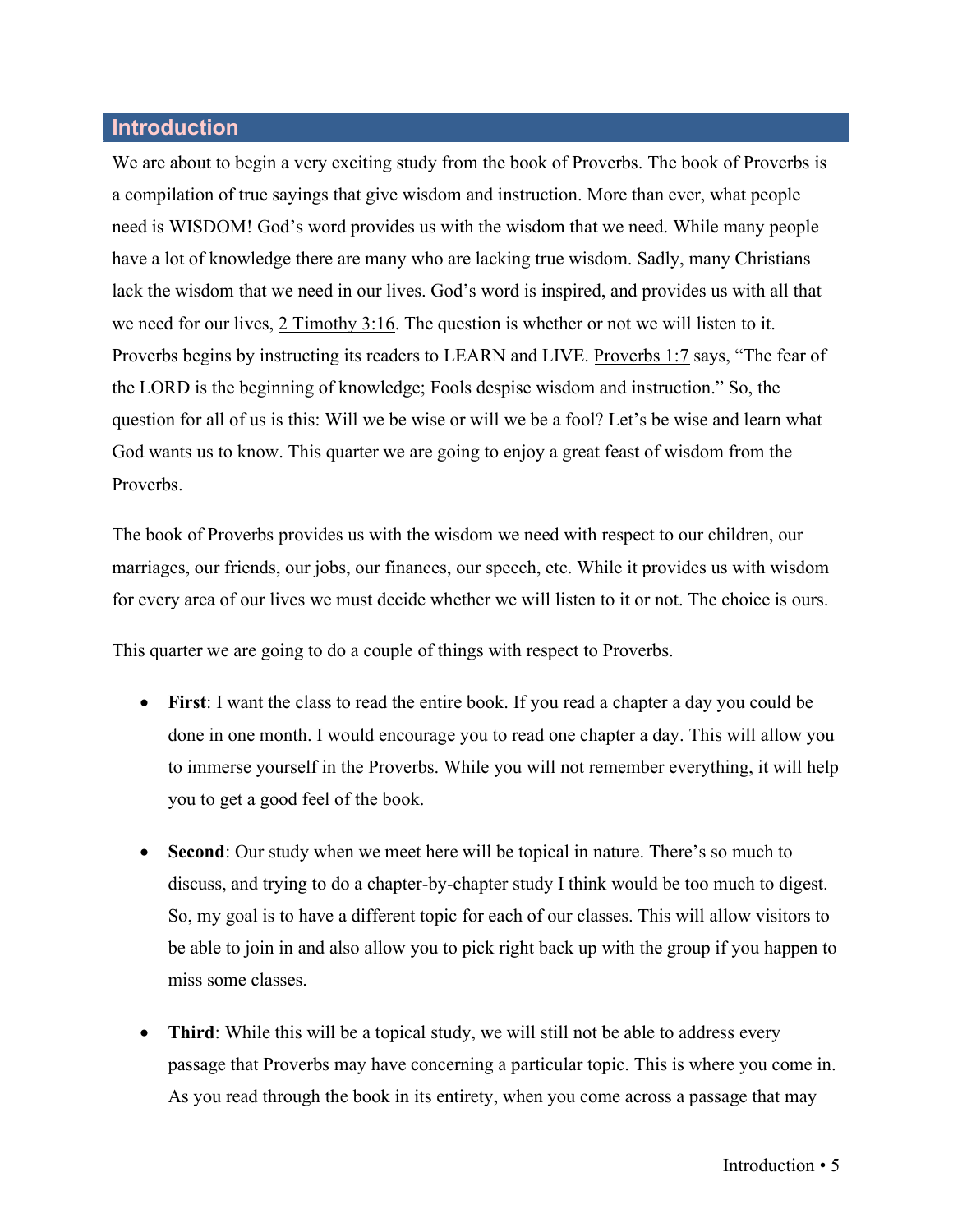## Introduction

We are about to begin a very exciting study from the book of Proverbs. The book of Proverbs is a compilation of true sayings that give wisdom and instruction. More than ever, what people need is WISDOM! God's word provides us with the wisdom that we need. While many people have a lot of knowledge there are many who are lacking true wisdom. Sadly, many Christians lack the wisdom that we need in our lives. God's word is inspired, and provides us with all that we need for our lives, 2 Timothy 3:16. The question is whether or not we will listen to it. Proverbs begins by instructing its readers to LEARN and LIVE. Proverbs 1:7 says, "The fear of the LORD is the beginning of knowledge; Fools despise wisdom and instruction." So, the question for all of us is this: Will we be wise or will we be a fool? Let's be wise and learn what God wants us to know. This quarter we are going to enjoy a great feast of wisdom from the Proverbs.

The book of Proverbs provides us with the wisdom we need with respect to our children, our marriages, our friends, our jobs, our finances, our speech, etc. While it provides us with wisdom for every area of our lives we must decide whether we will listen to it or not. The choice is ours.

This quarter we are going to do a couple of things with respect to Proverbs.

- **First**: I want the class to read the entire book. If you read a chapter a day you could be done in one month. I would encourage you to read one chapter a day. This will allow you to immerse yourself in the Proverbs. While you will not remember everything, it will help you to get a good feel of the book.

- **Second**: Our study when we meet here will be topical in nature. There's so much to discuss, and trying to do a chapter-by-chapter study I think would be too much to digest. So, my goal is to have a different topic for each of our classes. This will allow visitors to be able to join in and also allow you to pick right back up with the group if you happen to miss some classes.

- **Third**: While this will be a topical study, we will still not be able to address every passage that Proverbs may have concerning a particular topic. This is where you come in. As you read through the book in its entirety, when you come across a passage that may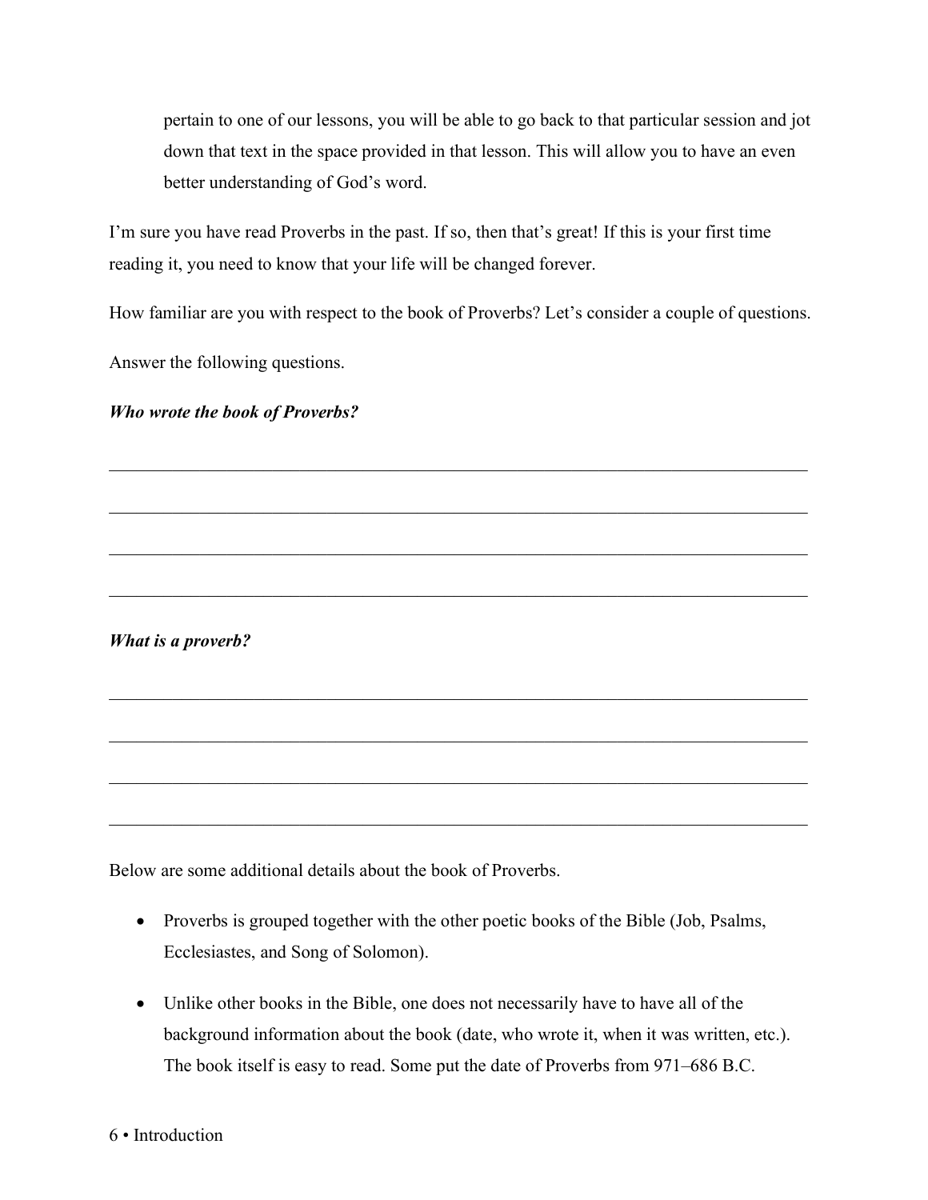pertain to one of our lessons, you will be able to go back to that particular session and jot down that text in the space provided in that lesson. This will allow you to have an even better understanding of God's word.

I'm sure you have read Proverbs in the past. If so, then that's great! If this is your first time reading it, you need to know that your life will be changed forever.

How familiar are you with respect to the book of Proverbs? Let's consider a couple of questions.

Answer the following questions.

***Who wrote the book of Proverbs?***

___________________________________________________________________________

___________________________________________________________________________

___________________________________________________________________________

___________________________________________________________________________

***What is a proverb?***

___________________________________________________________________________

___________________________________________________________________________

___________________________________________________________________________

___________________________________________________________________________

Below are some additional details about the book of Proverbs.

- Proverbs is grouped together with the other poetic books of the Bible (Job, Psalms, Ecclesiastes, and Song of Solomon).
- Unlike other books in the Bible, one does not necessarily have to have all of the background information about the book (date, who wrote it, when it was written, etc.). The book itself is easy to read. Some put the date of Proverbs from 971–686 B.C.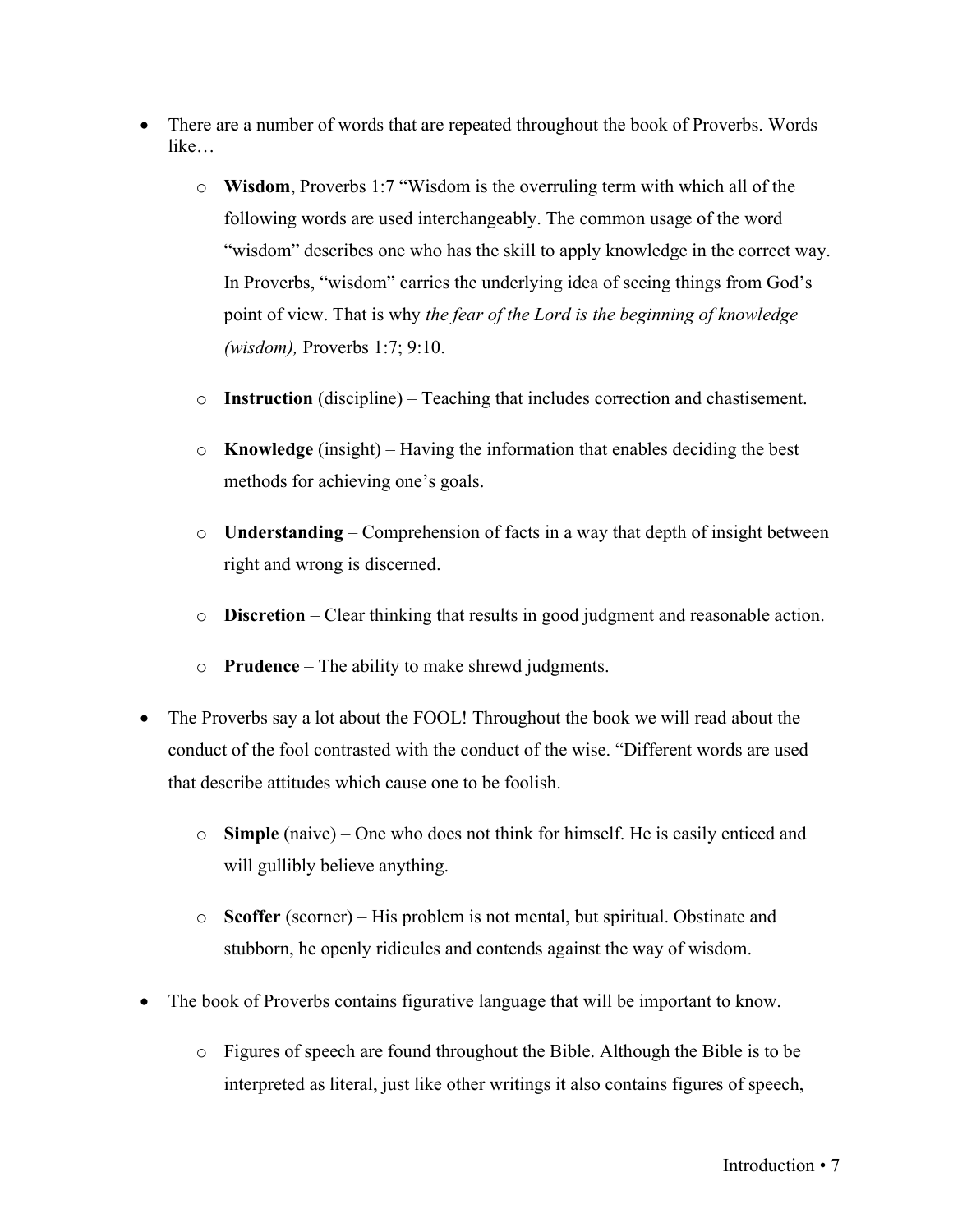- There are a number of words that are repeated throughout the book of Proverbs. Words like…
  - **Wisdom**, Proverbs 1:7 "Wisdom is the overruling term with which all of the following words are used interchangeably. The common usage of the word "wisdom" describes one who has the skill to apply knowledge in the correct way. In Proverbs, "wisdom" carries the underlying idea of seeing things from God's point of view. That is why *the fear of the Lord is the beginning of knowledge (wisdom),* Proverbs 1:7; 9:10.
  - **Instruction** (discipline) – Teaching that includes correction and chastisement.
  - **Knowledge** (insight) – Having the information that enables deciding the best methods for achieving one's goals.
  - **Understanding** – Comprehension of facts in a way that depth of insight between right and wrong is discerned.
  - **Discretion** – Clear thinking that results in good judgment and reasonable action.
  - **Prudence** – The ability to make shrewd judgments.
- The Proverbs say a lot about the FOOL! Throughout the book we will read about the conduct of the fool contrasted with the conduct of the wise. "Different words are used that describe attitudes which cause one to be foolish.
  - **Simple** (naive) – One who does not think for himself. He is easily enticed and will gullibly believe anything.
  - **Scoffer** (scorner) – His problem is not mental, but spiritual. Obstinate and stubborn, he openly ridicules and contends against the way of wisdom.
- The book of Proverbs contains figurative language that will be important to know.
  - Figures of speech are found throughout the Bible. Although the Bible is to be interpreted as literal, just like other writings it also contains figures of speech,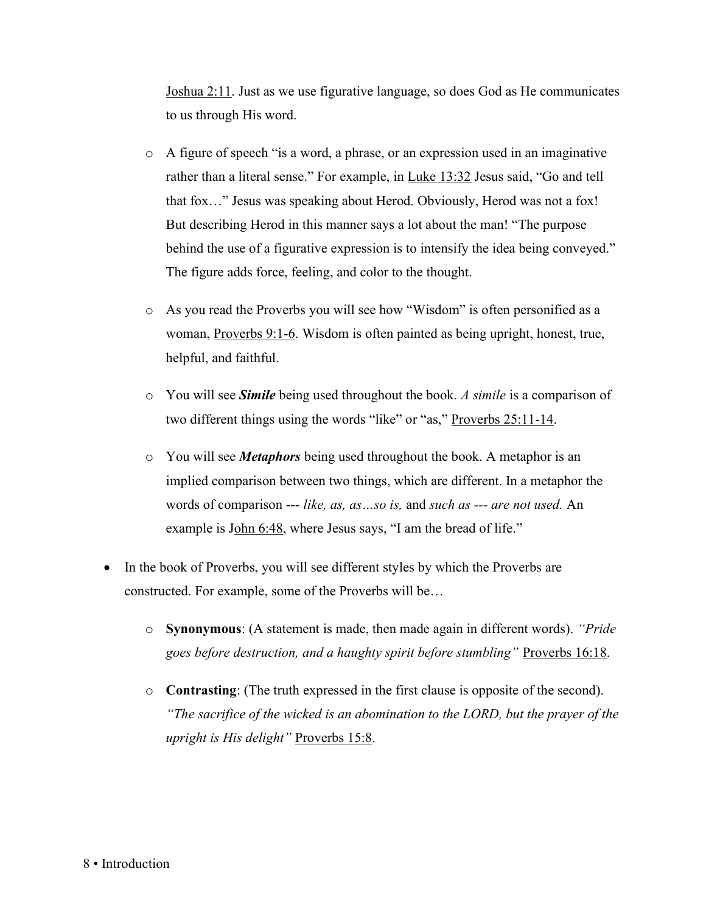Joshua 2:11. Just as we use figurative language, so does God as He communicates to us through His word.

- A figure of speech "is a word, a phrase, or an expression used in an imaginative rather than a literal sense." For example, in Luke 13:32 Jesus said, "Go and tell that fox…" Jesus was speaking about Herod. Obviously, Herod was not a fox! But describing Herod in this manner says a lot about the man! "The purpose behind the use of a figurative expression is to intensify the idea being conveyed." The figure adds force, feeling, and color to the thought.

- As you read the Proverbs you will see how "Wisdom" is often personified as a woman, Proverbs 9:1-6. Wisdom is often painted as being upright, honest, true, helpful, and faithful.

- You will see ***Simile*** being used throughout the book. *A simile* is a comparison of two different things using the words "like" or "as," Proverbs 25:11-14.

- You will see ***Metaphors*** being used throughout the book. A metaphor is an implied comparison between two things, which are different. In a metaphor the words of comparison --- *like, as, as…so is,* and *such as --- are not used.* An example is John 6:48, where Jesus says, "I am the bread of life."

- In the book of Proverbs, you will see different styles by which the Proverbs are constructed. For example, some of the Proverbs will be…

  - **Synonymous**: (A statement is made, then made again in different words). *"Pride goes before destruction, and a haughty spirit before stumbling"* Proverbs 16:18.

  - **Contrasting**: (The truth expressed in the first clause is opposite of the second). *"The sacrifice of the wicked is an abomination to the LORD, but the prayer of the upright is His delight"* Proverbs 15:8.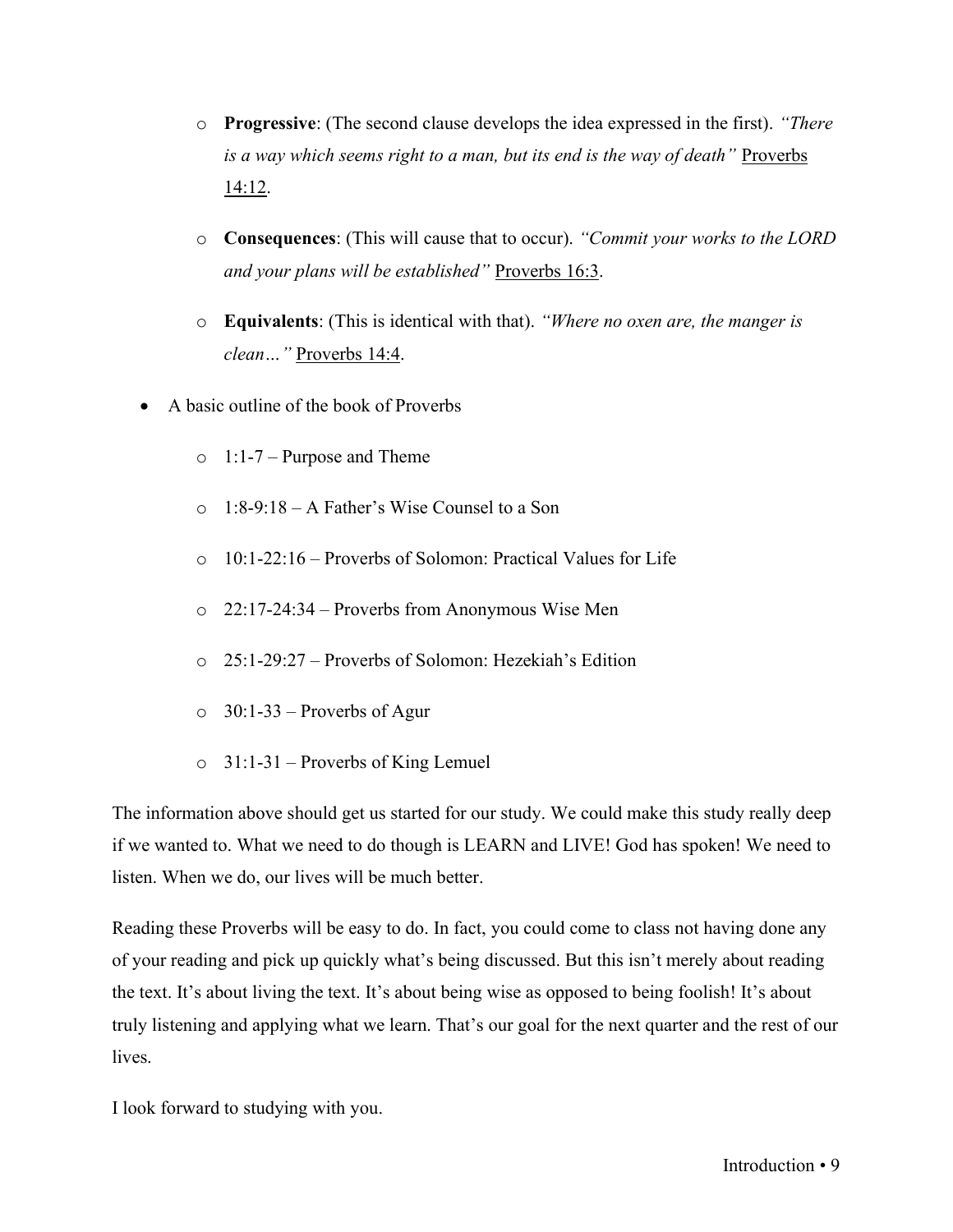- **Progressive**: (The second clause develops the idea expressed in the first). *"There is a way which seems right to a man, but its end is the way of death"* Proverbs 14:12.
  - **Consequences**: (This will cause that to occur). *"Commit your works to the LORD and your plans will be established"* Proverbs 16:3.
  - **Equivalents**: (This is identical with that). *"Where no oxen are, the manger is clean…"* Proverbs 14:4.
- A basic outline of the book of Proverbs
  - 1:1-7 – Purpose and Theme
  - 1:8-9:18 – A Father's Wise Counsel to a Son
  - 10:1-22:16 – Proverbs of Solomon: Practical Values for Life
  - 22:17-24:34 – Proverbs from Anonymous Wise Men
  - 25:1-29:27 – Proverbs of Solomon: Hezekiah's Edition
  - 30:1-33 – Proverbs of Agur
  - 31:1-31 – Proverbs of King Lemuel

The information above should get us started for our study. We could make this study really deep if we wanted to. What we need to do though is LEARN and LIVE! God has spoken! We need to listen. When we do, our lives will be much better.

Reading these Proverbs will be easy to do. In fact, you could come to class not having done any of your reading and pick up quickly what's being discussed. But this isn't merely about reading the text. It's about living the text. It's about being wise as opposed to being foolish! It's about truly listening and applying what we learn. That's our goal for the next quarter and the rest of our lives.

I look forward to studying with you.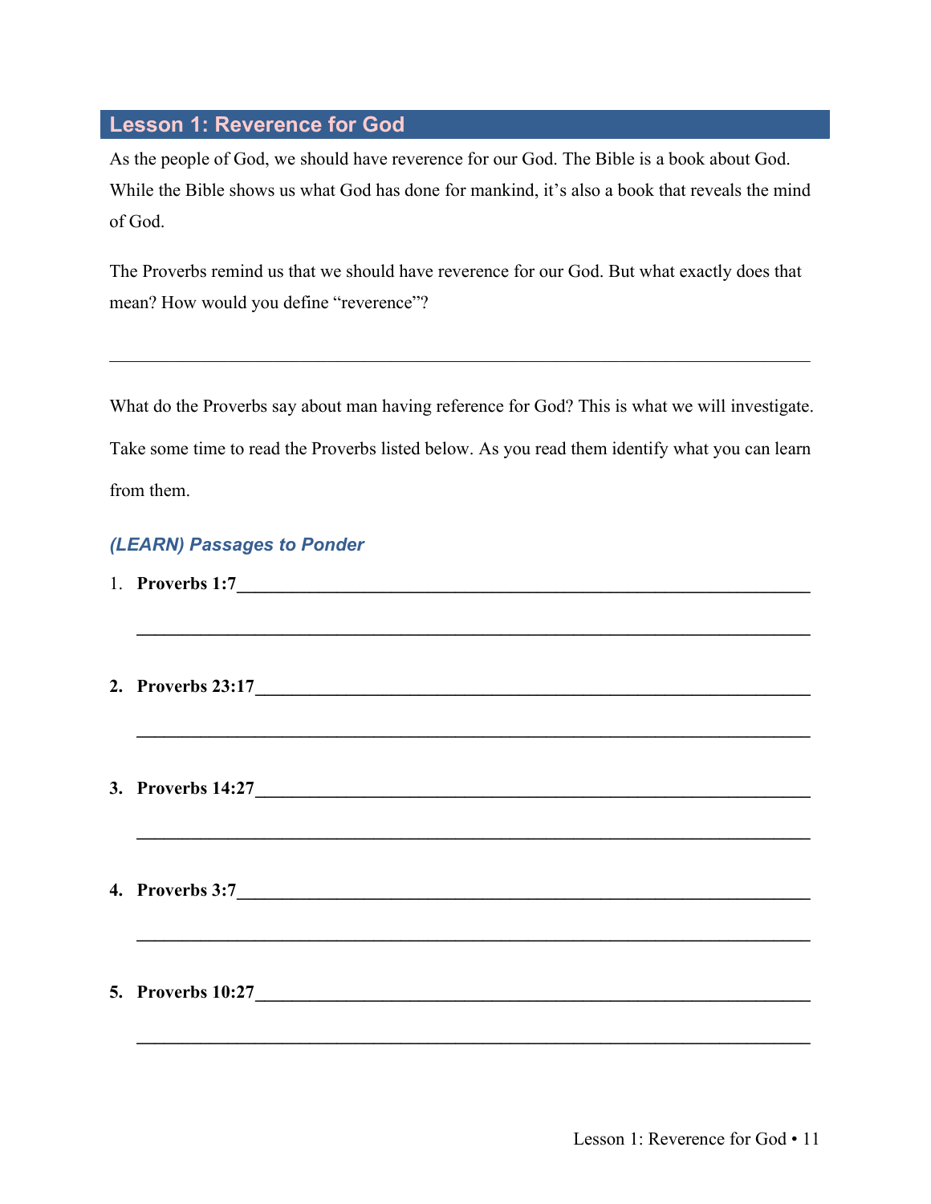## Lesson 1: Reverence for God

As the people of God, we should have reverence for our God. The Bible is a book about God. While the Bible shows us what God has done for mankind, it's also a book that reveals the mind of God.

The Proverbs remind us that we should have reverence for our God. But what exactly does that mean? How would you define "reverence"?

______________________________________________________________________

What do the Proverbs say about man having reference for God? This is what we will investigate. Take some time to read the Proverbs listed below. As you read them identify what you can learn from them.

### *(LEARN) Passages to Ponder*

1. **Proverbs 1:7**______________________________________________________________

   ______________________________________________________________________

2. **Proverbs 23:17**_____________________________________________________________

   ______________________________________________________________________

3. **Proverbs 14:27**_____________________________________________________________

   ______________________________________________________________________

4. **Proverbs 3:7**______________________________________________________________

   ______________________________________________________________________

5. **Proverbs 10:27**_____________________________________________________________

   ______________________________________________________________________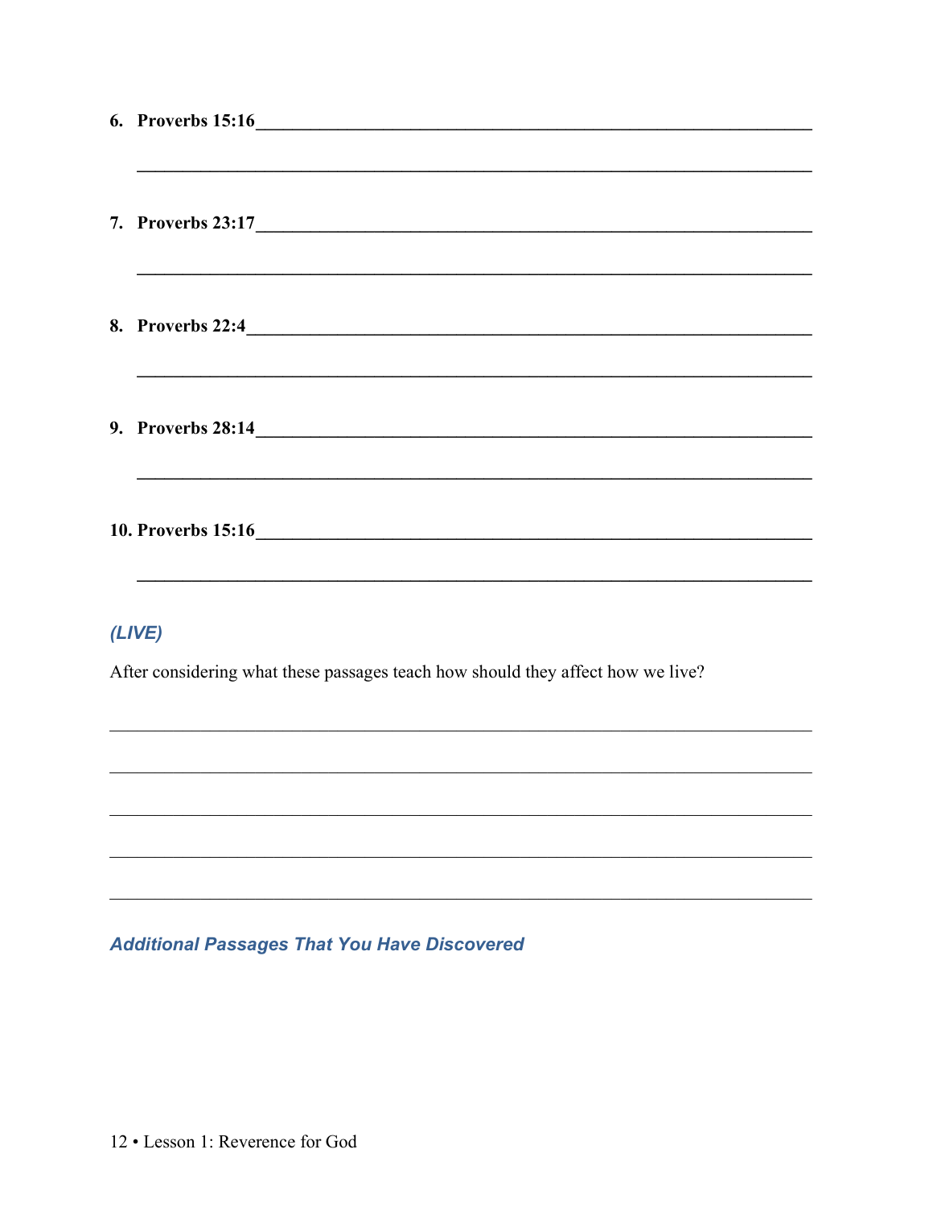6. **Proverbs 15:16**\_\_\_\_\_\_\_\_\_\_\_\_\_\_\_\_\_\_\_\_\_\_\_\_\_\_\_\_\_\_\_\_\_\_\_\_\_\_\_\_\_\_\_\_\_\_\_\_\_\_\_\_\_\_\_\_

   \_\_\_\_\_\_\_\_\_\_\_\_\_\_\_\_\_\_\_\_\_\_\_\_\_\_\_\_\_\_\_\_\_\_\_\_\_\_\_\_\_\_\_\_\_\_\_\_\_\_\_\_\_\_\_\_\_\_\_\_\_\_\_\_\_\_\_\_

7. **Proverbs 23:17**\_\_\_\_\_\_\_\_\_\_\_\_\_\_\_\_\_\_\_\_\_\_\_\_\_\_\_\_\_\_\_\_\_\_\_\_\_\_\_\_\_\_\_\_\_\_\_\_\_\_\_\_\_\_\_\_

   \_\_\_\_\_\_\_\_\_\_\_\_\_\_\_\_\_\_\_\_\_\_\_\_\_\_\_\_\_\_\_\_\_\_\_\_\_\_\_\_\_\_\_\_\_\_\_\_\_\_\_\_\_\_\_\_\_\_\_\_\_\_\_\_\_\_\_\_

8. **Proverbs 22:4**\_\_\_\_\_\_\_\_\_\_\_\_\_\_\_\_\_\_\_\_\_\_\_\_\_\_\_\_\_\_\_\_\_\_\_\_\_\_\_\_\_\_\_\_\_\_\_\_\_\_\_\_\_\_\_\_\_

   \_\_\_\_\_\_\_\_\_\_\_\_\_\_\_\_\_\_\_\_\_\_\_\_\_\_\_\_\_\_\_\_\_\_\_\_\_\_\_\_\_\_\_\_\_\_\_\_\_\_\_\_\_\_\_\_\_\_\_\_\_\_\_\_\_\_\_\_

9. **Proverbs 28:14**\_\_\_\_\_\_\_\_\_\_\_\_\_\_\_\_\_\_\_\_\_\_\_\_\_\_\_\_\_\_\_\_\_\_\_\_\_\_\_\_\_\_\_\_\_\_\_\_\_\_\_\_\_\_\_\_

   \_\_\_\_\_\_\_\_\_\_\_\_\_\_\_\_\_\_\_\_\_\_\_\_\_\_\_\_\_\_\_\_\_\_\_\_\_\_\_\_\_\_\_\_\_\_\_\_\_\_\_\_\_\_\_\_\_\_\_\_\_\_\_\_\_\_\_\_

10. **Proverbs 15:16**\_\_\_\_\_\_\_\_\_\_\_\_\_\_\_\_\_\_\_\_\_\_\_\_\_\_\_\_\_\_\_\_\_\_\_\_\_\_\_\_\_\_\_\_\_\_\_\_\_\_\_\_\_\_\_\_

    \_\_\_\_\_\_\_\_\_\_\_\_\_\_\_\_\_\_\_\_\_\_\_\_\_\_\_\_\_\_\_\_\_\_\_\_\_\_\_\_\_\_\_\_\_\_\_\_\_\_\_\_\_\_\_\_\_\_\_\_\_\_\_\_\_\_\_\_

### *(LIVE)*

After considering what these passages teach how should they affect how we live?

\_\_\_\_\_\_\_\_\_\_\_\_\_\_\_\_\_\_\_\_\_\_\_\_\_\_\_\_\_\_\_\_\_\_\_\_\_\_\_\_\_\_\_\_\_\_\_\_\_\_\_\_\_\_\_\_\_\_\_\_\_\_\_\_\_\_\_\_\_\_\_\_

\_\_\_\_\_\_\_\_\_\_\_\_\_\_\_\_\_\_\_\_\_\_\_\_\_\_\_\_\_\_\_\_\_\_\_\_\_\_\_\_\_\_\_\_\_\_\_\_\_\_\_\_\_\_\_\_\_\_\_\_\_\_\_\_\_\_\_\_\_\_\_\_

\_\_\_\_\_\_\_\_\_\_\_\_\_\_\_\_\_\_\_\_\_\_\_\_\_\_\_\_\_\_\_\_\_\_\_\_\_\_\_\_\_\_\_\_\_\_\_\_\_\_\_\_\_\_\_\_\_\_\_\_\_\_\_\_\_\_\_\_\_\_\_\_

\_\_\_\_\_\_\_\_\_\_\_\_\_\_\_\_\_\_\_\_\_\_\_\_\_\_\_\_\_\_\_\_\_\_\_\_\_\_\_\_\_\_\_\_\_\_\_\_\_\_\_\_\_\_\_\_\_\_\_\_\_\_\_\_\_\_\_\_\_\_\_\_

\_\_\_\_\_\_\_\_\_\_\_\_\_\_\_\_\_\_\_\_\_\_\_\_\_\_\_\_\_\_\_\_\_\_\_\_\_\_\_\_\_\_\_\_\_\_\_\_\_\_\_\_\_\_\_\_\_\_\_\_\_\_\_\_\_\_\_\_\_\_\_\_

### *Additional Passages That You Have Discovered*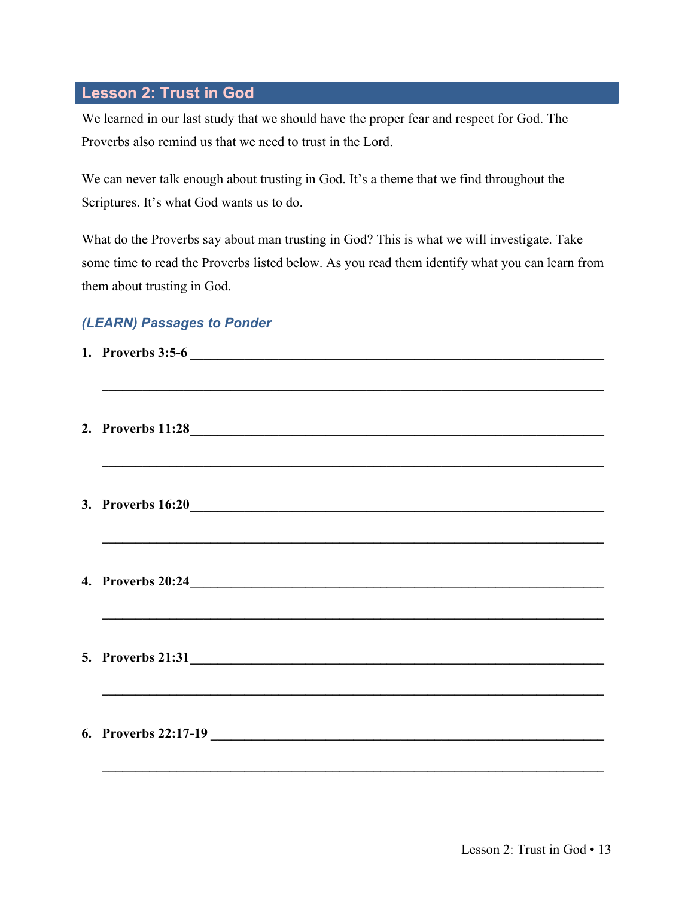## Lesson 2: Trust in God

We learned in our last study that we should have the proper fear and respect for God. The Proverbs also remind us that we need to trust in the Lord.

We can never talk enough about trusting in God. It's a theme that we find throughout the Scriptures. It's what God wants us to do.

What do the Proverbs say about man trusting in God? This is what we will investigate. Take some time to read the Proverbs listed below. As you read them identify what you can learn from them about trusting in God.

### *(LEARN) Passages to Ponder*

1. **Proverbs 3:5-6** ______________________________________________

   ______________________________________________

2. **Proverbs 11:28**______________________________________________

   ______________________________________________

3. **Proverbs 16:20**______________________________________________

   ______________________________________________

4. **Proverbs 20:24**______________________________________________

   ______________________________________________

5. **Proverbs 21:31**______________________________________________

   ______________________________________________

6. **Proverbs 22:17-19** ______________________________________________

   ______________________________________________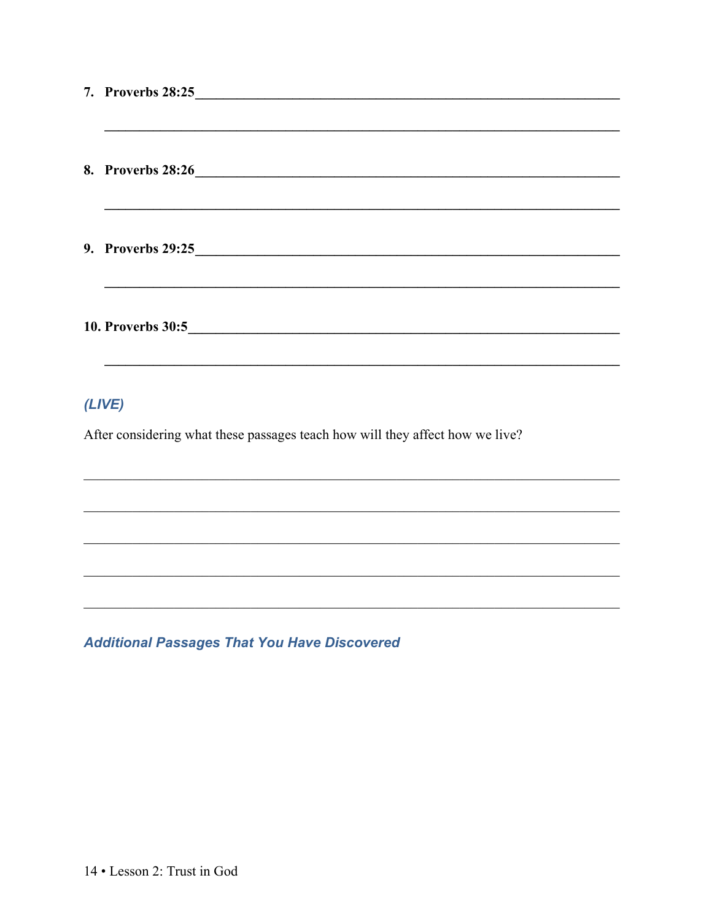7. **Proverbs 28:25**\_\_\_\_\_\_\_\_\_\_\_\_\_\_\_\_\_\_\_\_\_\_\_\_\_\_\_\_\_\_\_\_\_\_\_\_\_\_\_\_\_\_\_\_\_\_\_\_\_\_\_\_\_\_\_\_\_\_\_\_

   \_\_\_\_\_\_\_\_\_\_\_\_\_\_\_\_\_\_\_\_\_\_\_\_\_\_\_\_\_\_\_\_\_\_\_\_\_\_\_\_\_\_\_\_\_\_\_\_\_\_\_\_\_\_\_\_\_\_\_\_\_\_\_\_\_\_\_\_\_\_\_\_

8. **Proverbs 28:26**\_\_\_\_\_\_\_\_\_\_\_\_\_\_\_\_\_\_\_\_\_\_\_\_\_\_\_\_\_\_\_\_\_\_\_\_\_\_\_\_\_\_\_\_\_\_\_\_\_\_\_\_\_\_\_\_\_\_\_\_

   \_\_\_\_\_\_\_\_\_\_\_\_\_\_\_\_\_\_\_\_\_\_\_\_\_\_\_\_\_\_\_\_\_\_\_\_\_\_\_\_\_\_\_\_\_\_\_\_\_\_\_\_\_\_\_\_\_\_\_\_\_\_\_\_\_\_\_\_\_\_\_\_

9. **Proverbs 29:25**\_\_\_\_\_\_\_\_\_\_\_\_\_\_\_\_\_\_\_\_\_\_\_\_\_\_\_\_\_\_\_\_\_\_\_\_\_\_\_\_\_\_\_\_\_\_\_\_\_\_\_\_\_\_\_\_\_\_\_\_

   \_\_\_\_\_\_\_\_\_\_\_\_\_\_\_\_\_\_\_\_\_\_\_\_\_\_\_\_\_\_\_\_\_\_\_\_\_\_\_\_\_\_\_\_\_\_\_\_\_\_\_\_\_\_\_\_\_\_\_\_\_\_\_\_\_\_\_\_\_\_\_\_

10. **Proverbs 30:5**\_\_\_\_\_\_\_\_\_\_\_\_\_\_\_\_\_\_\_\_\_\_\_\_\_\_\_\_\_\_\_\_\_\_\_\_\_\_\_\_\_\_\_\_\_\_\_\_\_\_\_\_\_\_\_\_\_\_\_\_\_

    \_\_\_\_\_\_\_\_\_\_\_\_\_\_\_\_\_\_\_\_\_\_\_\_\_\_\_\_\_\_\_\_\_\_\_\_\_\_\_\_\_\_\_\_\_\_\_\_\_\_\_\_\_\_\_\_\_\_\_\_\_\_\_\_\_\_\_\_\_\_\_\_

### *(LIVE)*

After considering what these passages teach how will they affect how we live?

\_\_\_\_\_\_\_\_\_\_\_\_\_\_\_\_\_\_\_\_\_\_\_\_\_\_\_\_\_\_\_\_\_\_\_\_\_\_\_\_\_\_\_\_\_\_\_\_\_\_\_\_\_\_\_\_\_\_\_\_\_\_\_\_\_\_\_\_\_\_\_\_\_\_

\_\_\_\_\_\_\_\_\_\_\_\_\_\_\_\_\_\_\_\_\_\_\_\_\_\_\_\_\_\_\_\_\_\_\_\_\_\_\_\_\_\_\_\_\_\_\_\_\_\_\_\_\_\_\_\_\_\_\_\_\_\_\_\_\_\_\_\_\_\_\_\_\_\_

\_\_\_\_\_\_\_\_\_\_\_\_\_\_\_\_\_\_\_\_\_\_\_\_\_\_\_\_\_\_\_\_\_\_\_\_\_\_\_\_\_\_\_\_\_\_\_\_\_\_\_\_\_\_\_\_\_\_\_\_\_\_\_\_\_\_\_\_\_\_\_\_\_\_

\_\_\_\_\_\_\_\_\_\_\_\_\_\_\_\_\_\_\_\_\_\_\_\_\_\_\_\_\_\_\_\_\_\_\_\_\_\_\_\_\_\_\_\_\_\_\_\_\_\_\_\_\_\_\_\_\_\_\_\_\_\_\_\_\_\_\_\_\_\_\_\_\_\_

\_\_\_\_\_\_\_\_\_\_\_\_\_\_\_\_\_\_\_\_\_\_\_\_\_\_\_\_\_\_\_\_\_\_\_\_\_\_\_\_\_\_\_\_\_\_\_\_\_\_\_\_\_\_\_\_\_\_\_\_\_\_\_\_\_\_\_\_\_\_\_\_\_\_

### *Additional Passages That You Have Discovered*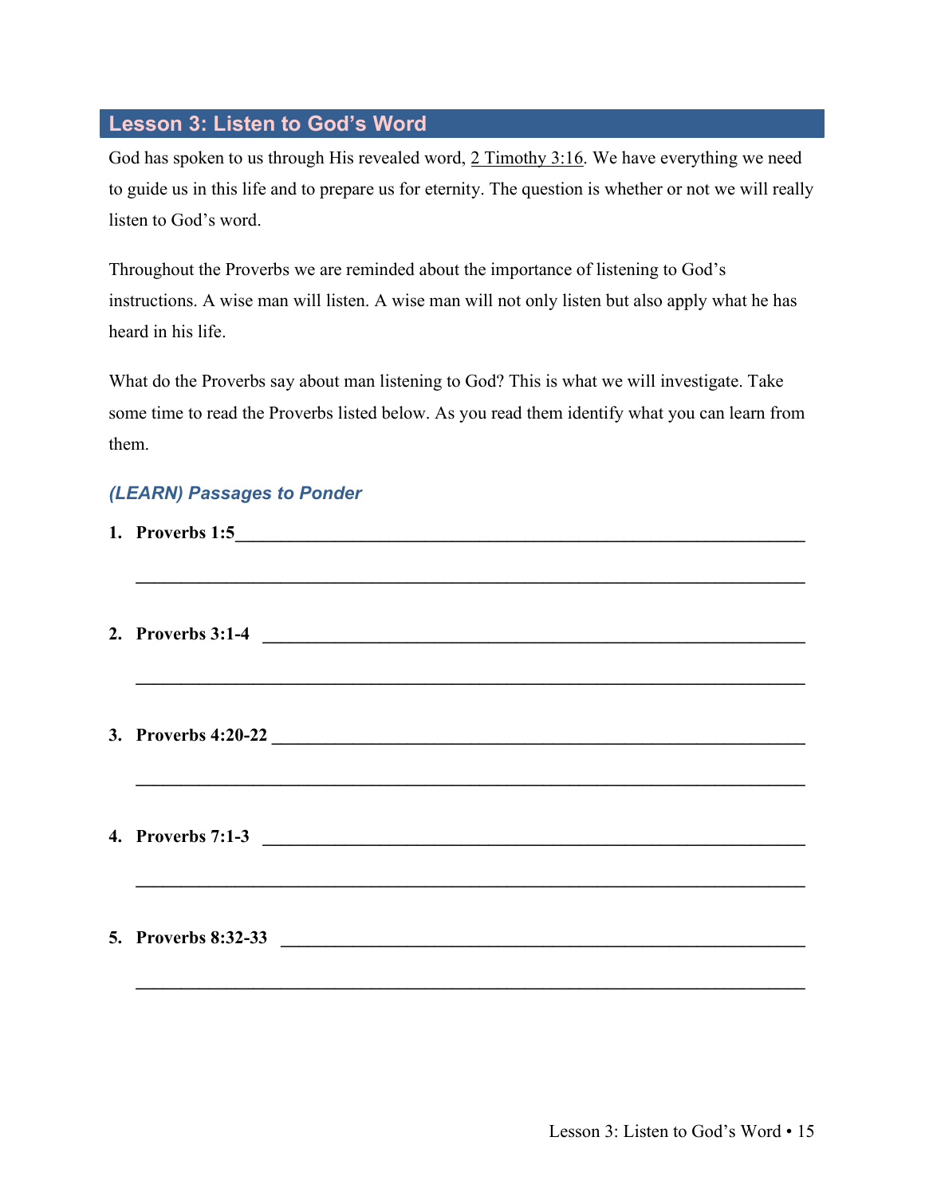## Lesson 3: Listen to God's Word

God has spoken to us through His revealed word, 2 Timothy 3:16. We have everything we need to guide us in this life and to prepare us for eternity. The question is whether or not we will really listen to God's word.

Throughout the Proverbs we are reminded about the importance of listening to God's instructions. A wise man will listen. A wise man will not only listen but also apply what he has heard in his life.

What do the Proverbs say about man listening to God? This is what we will investigate. Take some time to read the Proverbs listed below. As you read them identify what you can learn from them.

### *(LEARN) Passages to Ponder*

1. **Proverbs 1:5**\_\_\_\_\_\_\_\_\_\_\_\_\_\_\_\_\_\_\_\_\_\_\_\_\_\_\_\_\_\_\_\_\_\_\_\_\_\_\_\_\_\_\_\_\_\_\_\_\_\_\_\_\_\_\_\_\_\_\_\_

   \_\_\_\_\_\_\_\_\_\_\_\_\_\_\_\_\_\_\_\_\_\_\_\_\_\_\_\_\_\_\_\_\_\_\_\_\_\_\_\_\_\_\_\_\_\_\_\_\_\_\_\_\_\_\_\_\_\_\_\_\_\_\_\_\_\_\_\_

2. **Proverbs 3:1-4** \_\_\_\_\_\_\_\_\_\_\_\_\_\_\_\_\_\_\_\_\_\_\_\_\_\_\_\_\_\_\_\_\_\_\_\_\_\_\_\_\_\_\_\_\_\_\_\_\_\_\_\_\_\_\_\_

   \_\_\_\_\_\_\_\_\_\_\_\_\_\_\_\_\_\_\_\_\_\_\_\_\_\_\_\_\_\_\_\_\_\_\_\_\_\_\_\_\_\_\_\_\_\_\_\_\_\_\_\_\_\_\_\_\_\_\_\_\_\_\_\_\_\_\_\_

3. **Proverbs 4:20-22** \_\_\_\_\_\_\_\_\_\_\_\_\_\_\_\_\_\_\_\_\_\_\_\_\_\_\_\_\_\_\_\_\_\_\_\_\_\_\_\_\_\_\_\_\_\_\_\_\_\_\_\_\_\_

   \_\_\_\_\_\_\_\_\_\_\_\_\_\_\_\_\_\_\_\_\_\_\_\_\_\_\_\_\_\_\_\_\_\_\_\_\_\_\_\_\_\_\_\_\_\_\_\_\_\_\_\_\_\_\_\_\_\_\_\_\_\_\_\_\_\_\_\_

4. **Proverbs 7:1-3** \_\_\_\_\_\_\_\_\_\_\_\_\_\_\_\_\_\_\_\_\_\_\_\_\_\_\_\_\_\_\_\_\_\_\_\_\_\_\_\_\_\_\_\_\_\_\_\_\_\_\_\_\_\_\_\_

   \_\_\_\_\_\_\_\_\_\_\_\_\_\_\_\_\_\_\_\_\_\_\_\_\_\_\_\_\_\_\_\_\_\_\_\_\_\_\_\_\_\_\_\_\_\_\_\_\_\_\_\_\_\_\_\_\_\_\_\_\_\_\_\_\_\_\_\_

5. **Proverbs 8:32-33** \_\_\_\_\_\_\_\_\_\_\_\_\_\_\_\_\_\_\_\_\_\_\_\_\_\_\_\_\_\_\_\_\_\_\_\_\_\_\_\_\_\_\_\_\_\_\_\_\_\_\_\_\_\_

   \_\_\_\_\_\_\_\_\_\_\_\_\_\_\_\_\_\_\_\_\_\_\_\_\_\_\_\_\_\_\_\_\_\_\_\_\_\_\_\_\_\_\_\_\_\_\_\_\_\_\_\_\_\_\_\_\_\_\_\_\_\_\_\_\_\_\_\_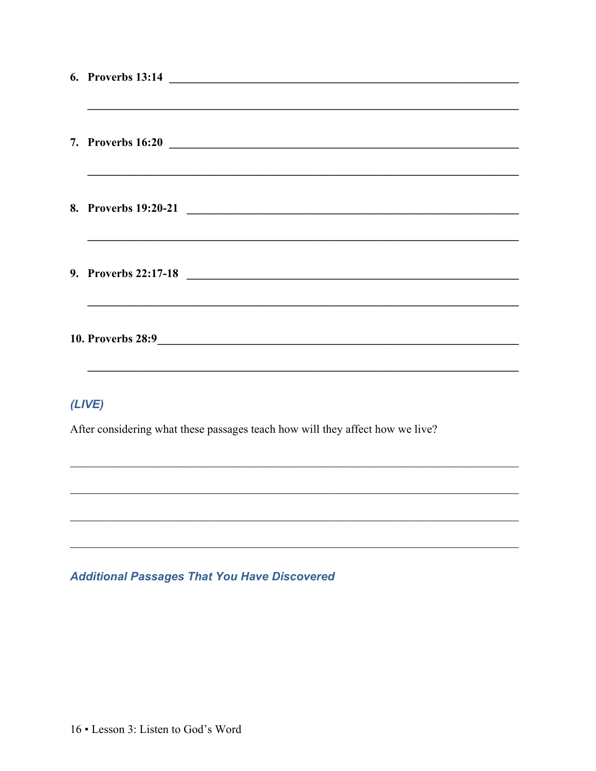6. **Proverbs 13:14** ______________________________________________

______________________________________________

7. **Proverbs 16:20** ______________________________________________

______________________________________________

8. **Proverbs 19:20-21** ______________________________________________

______________________________________________

9. **Proverbs 22:17-18** ______________________________________________

______________________________________________

10. **Proverbs 28:9**______________________________________________

______________________________________________

### *(LIVE)*

After considering what these passages teach how will they affect how we live?

______________________________________________

______________________________________________

______________________________________________

______________________________________________

### *Additional Passages That You Have Discovered*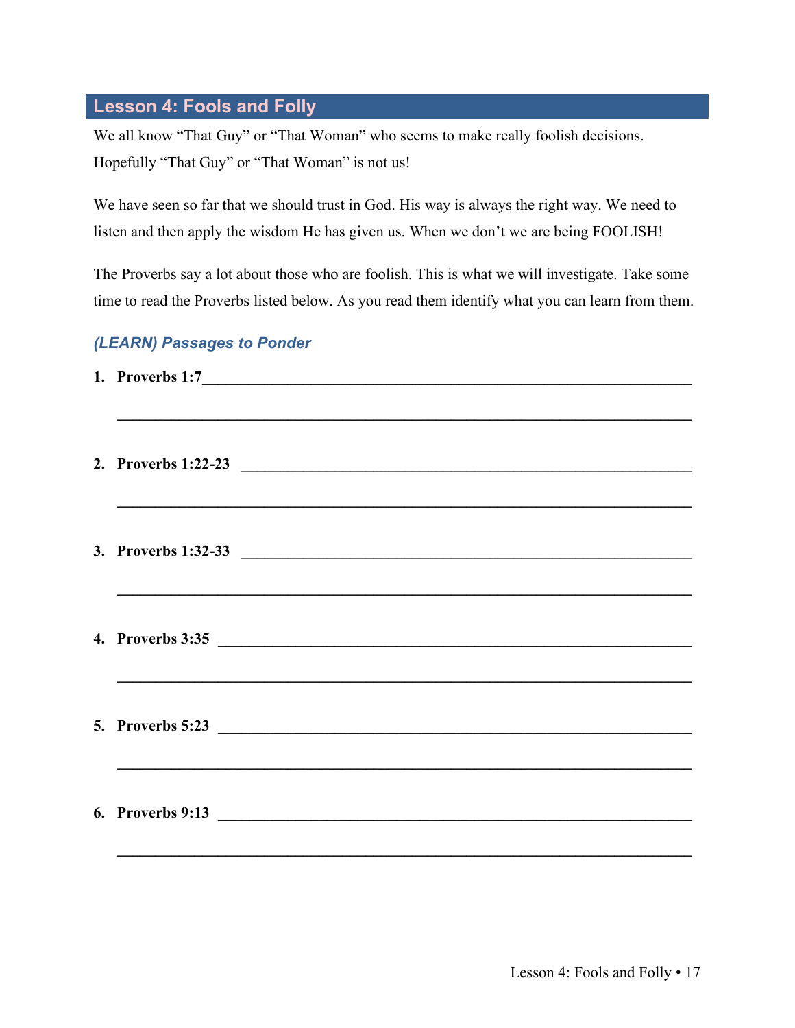## Lesson 4: Fools and Folly

We all know "That Guy" or "That Woman" who seems to make really foolish decisions. Hopefully "That Guy" or "That Woman" is not us!

We have seen so far that we should trust in God. His way is always the right way. We need to listen and then apply the wisdom He has given us. When we don't we are being FOOLISH!

The Proverbs say a lot about those who are foolish. This is what we will investigate. Take some time to read the Proverbs listed below. As you read them identify what you can learn from them.

### *(LEARN) Passages to Ponder*

1. **Proverbs 1:7**\_\_\_\_\_\_\_\_\_\_\_\_\_\_\_\_\_\_\_\_\_\_\_\_\_\_\_\_\_\_\_\_\_\_\_\_\_\_\_\_\_\_\_\_\_\_\_\_\_\_\_\_\_\_\_\_\_\_\_\_\_\_\_\_

   \_\_\_\_\_\_\_\_\_\_\_\_\_\_\_\_\_\_\_\_\_\_\_\_\_\_\_\_\_\_\_\_\_\_\_\_\_\_\_\_\_\_\_\_\_\_\_\_\_\_\_\_\_\_\_\_\_\_\_\_\_\_\_\_\_\_\_\_\_\_\_\_\_\_

2. **Proverbs 1:22-23** \_\_\_\_\_\_\_\_\_\_\_\_\_\_\_\_\_\_\_\_\_\_\_\_\_\_\_\_\_\_\_\_\_\_\_\_\_\_\_\_\_\_\_\_\_\_\_\_\_\_\_\_\_\_\_\_\_\_\_\_

   \_\_\_\_\_\_\_\_\_\_\_\_\_\_\_\_\_\_\_\_\_\_\_\_\_\_\_\_\_\_\_\_\_\_\_\_\_\_\_\_\_\_\_\_\_\_\_\_\_\_\_\_\_\_\_\_\_\_\_\_\_\_\_\_\_\_\_\_\_\_\_\_\_\_

3. **Proverbs 1:32-33** \_\_\_\_\_\_\_\_\_\_\_\_\_\_\_\_\_\_\_\_\_\_\_\_\_\_\_\_\_\_\_\_\_\_\_\_\_\_\_\_\_\_\_\_\_\_\_\_\_\_\_\_\_\_\_\_\_\_\_\_

   \_\_\_\_\_\_\_\_\_\_\_\_\_\_\_\_\_\_\_\_\_\_\_\_\_\_\_\_\_\_\_\_\_\_\_\_\_\_\_\_\_\_\_\_\_\_\_\_\_\_\_\_\_\_\_\_\_\_\_\_\_\_\_\_\_\_\_\_\_\_\_\_\_\_

4. **Proverbs 3:35** \_\_\_\_\_\_\_\_\_\_\_\_\_\_\_\_\_\_\_\_\_\_\_\_\_\_\_\_\_\_\_\_\_\_\_\_\_\_\_\_\_\_\_\_\_\_\_\_\_\_\_\_\_\_\_\_\_\_\_\_\_\_\_

   \_\_\_\_\_\_\_\_\_\_\_\_\_\_\_\_\_\_\_\_\_\_\_\_\_\_\_\_\_\_\_\_\_\_\_\_\_\_\_\_\_\_\_\_\_\_\_\_\_\_\_\_\_\_\_\_\_\_\_\_\_\_\_\_\_\_\_\_\_\_\_\_\_\_

5. **Proverbs 5:23** \_\_\_\_\_\_\_\_\_\_\_\_\_\_\_\_\_\_\_\_\_\_\_\_\_\_\_\_\_\_\_\_\_\_\_\_\_\_\_\_\_\_\_\_\_\_\_\_\_\_\_\_\_\_\_\_\_\_\_\_\_\_\_

   \_\_\_\_\_\_\_\_\_\_\_\_\_\_\_\_\_\_\_\_\_\_\_\_\_\_\_\_\_\_\_\_\_\_\_\_\_\_\_\_\_\_\_\_\_\_\_\_\_\_\_\_\_\_\_\_\_\_\_\_\_\_\_\_\_\_\_\_\_\_\_\_\_\_

6. **Proverbs 9:13** \_\_\_\_\_\_\_\_\_\_\_\_\_\_\_\_\_\_\_\_\_\_\_\_\_\_\_\_\_\_\_\_\_\_\_\_\_\_\_\_\_\_\_\_\_\_\_\_\_\_\_\_\_\_\_\_\_\_\_\_\_\_\_

   \_\_\_\_\_\_\_\_\_\_\_\_\_\_\_\_\_\_\_\_\_\_\_\_\_\_\_\_\_\_\_\_\_\_\_\_\_\_\_\_\_\_\_\_\_\_\_\_\_\_\_\_\_\_\_\_\_\_\_\_\_\_\_\_\_\_\_\_\_\_\_\_\_\_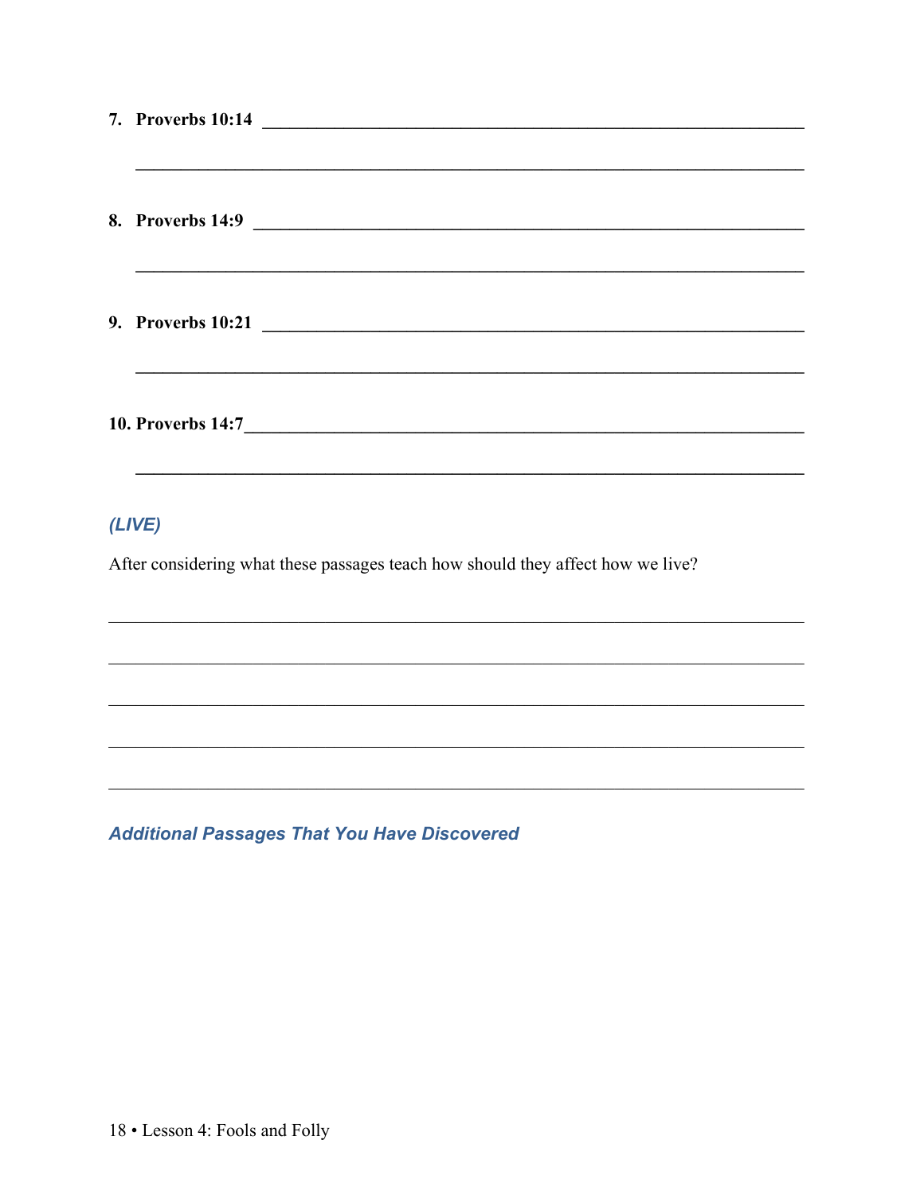7. **Proverbs 10:14** ______________________________________________

______________________________________________

8. **Proverbs 14:9** ______________________________________________

______________________________________________

9. **Proverbs 10:21** ______________________________________________

______________________________________________

10. **Proverbs 14:7** ______________________________________________

______________________________________________

### *(LIVE)*

After considering what these passages teach how should they affect how we live?

______________________________________________

______________________________________________

______________________________________________

______________________________________________

______________________________________________

### *Additional Passages That You Have Discovered*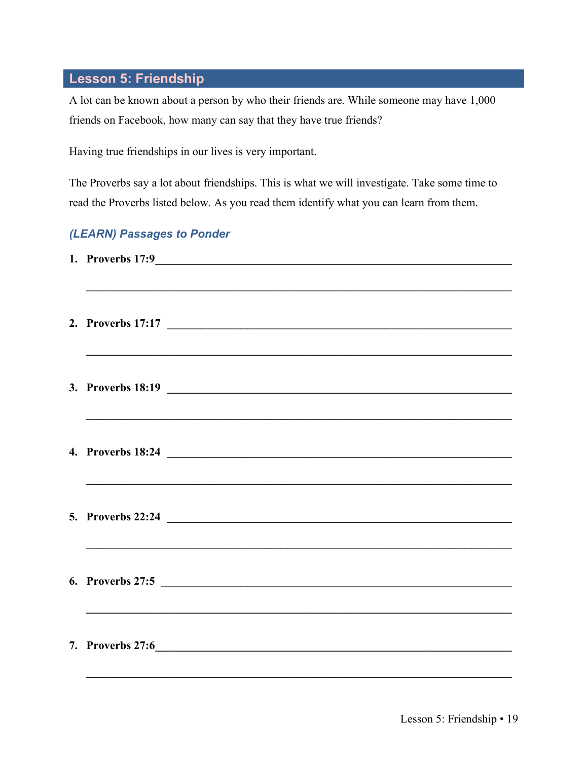## Lesson 5: Friendship

A lot can be known about a person by who their friends are. While someone may have 1,000 friends on Facebook, how many can say that they have true friends?

Having true friendships in our lives is very important.

The Proverbs say a lot about friendships. This is what we will investigate. Take some time to read the Proverbs listed below. As you read them identify what you can learn from them.

### *(LEARN) Passages to Ponder*

1. **Proverbs 17:9**\_\_\_\_\_\_\_\_\_\_\_\_\_\_\_\_\_\_\_\_\_\_\_\_\_\_\_\_\_\_\_\_\_\_\_\_\_\_\_\_\_\_\_\_\_\_\_\_\_\_\_\_\_\_\_\_\_\_

   \_\_\_\_\_\_\_\_\_\_\_\_\_\_\_\_\_\_\_\_\_\_\_\_\_\_\_\_\_\_\_\_\_\_\_\_\_\_\_\_\_\_\_\_\_\_\_\_\_\_\_\_\_\_\_\_\_\_\_\_\_\_\_\_\_\_\_\_\_\_

2. **Proverbs 17:17** \_\_\_\_\_\_\_\_\_\_\_\_\_\_\_\_\_\_\_\_\_\_\_\_\_\_\_\_\_\_\_\_\_\_\_\_\_\_\_\_\_\_\_\_\_\_\_\_\_\_\_\_\_\_\_\_\_

   \_\_\_\_\_\_\_\_\_\_\_\_\_\_\_\_\_\_\_\_\_\_\_\_\_\_\_\_\_\_\_\_\_\_\_\_\_\_\_\_\_\_\_\_\_\_\_\_\_\_\_\_\_\_\_\_\_\_\_\_\_\_\_\_\_\_\_\_\_\_

3. **Proverbs 18:19** \_\_\_\_\_\_\_\_\_\_\_\_\_\_\_\_\_\_\_\_\_\_\_\_\_\_\_\_\_\_\_\_\_\_\_\_\_\_\_\_\_\_\_\_\_\_\_\_\_\_\_\_\_\_\_\_\_

   \_\_\_\_\_\_\_\_\_\_\_\_\_\_\_\_\_\_\_\_\_\_\_\_\_\_\_\_\_\_\_\_\_\_\_\_\_\_\_\_\_\_\_\_\_\_\_\_\_\_\_\_\_\_\_\_\_\_\_\_\_\_\_\_\_\_\_\_\_\_

4. **Proverbs 18:24** \_\_\_\_\_\_\_\_\_\_\_\_\_\_\_\_\_\_\_\_\_\_\_\_\_\_\_\_\_\_\_\_\_\_\_\_\_\_\_\_\_\_\_\_\_\_\_\_\_\_\_\_\_\_\_\_\_

   \_\_\_\_\_\_\_\_\_\_\_\_\_\_\_\_\_\_\_\_\_\_\_\_\_\_\_\_\_\_\_\_\_\_\_\_\_\_\_\_\_\_\_\_\_\_\_\_\_\_\_\_\_\_\_\_\_\_\_\_\_\_\_\_\_\_\_\_\_\_

5. **Proverbs 22:24** \_\_\_\_\_\_\_\_\_\_\_\_\_\_\_\_\_\_\_\_\_\_\_\_\_\_\_\_\_\_\_\_\_\_\_\_\_\_\_\_\_\_\_\_\_\_\_\_\_\_\_\_\_\_\_\_\_

   \_\_\_\_\_\_\_\_\_\_\_\_\_\_\_\_\_\_\_\_\_\_\_\_\_\_\_\_\_\_\_\_\_\_\_\_\_\_\_\_\_\_\_\_\_\_\_\_\_\_\_\_\_\_\_\_\_\_\_\_\_\_\_\_\_\_\_\_\_\_

6. **Proverbs 27:5** \_\_\_\_\_\_\_\_\_\_\_\_\_\_\_\_\_\_\_\_\_\_\_\_\_\_\_\_\_\_\_\_\_\_\_\_\_\_\_\_\_\_\_\_\_\_\_\_\_\_\_\_\_\_\_\_\_\_

   \_\_\_\_\_\_\_\_\_\_\_\_\_\_\_\_\_\_\_\_\_\_\_\_\_\_\_\_\_\_\_\_\_\_\_\_\_\_\_\_\_\_\_\_\_\_\_\_\_\_\_\_\_\_\_\_\_\_\_\_\_\_\_\_\_\_\_\_\_\_

7. **Proverbs 27:6**\_\_\_\_\_\_\_\_\_\_\_\_\_\_\_\_\_\_\_\_\_\_\_\_\_\_\_\_\_\_\_\_\_\_\_\_\_\_\_\_\_\_\_\_\_\_\_\_\_\_\_\_\_\_\_\_\_\_

   \_\_\_\_\_\_\_\_\_\_\_\_\_\_\_\_\_\_\_\_\_\_\_\_\_\_\_\_\_\_\_\_\_\_\_\_\_\_\_\_\_\_\_\_\_\_\_\_\_\_\_\_\_\_\_\_\_\_\_\_\_\_\_\_\_\_\_\_\_\_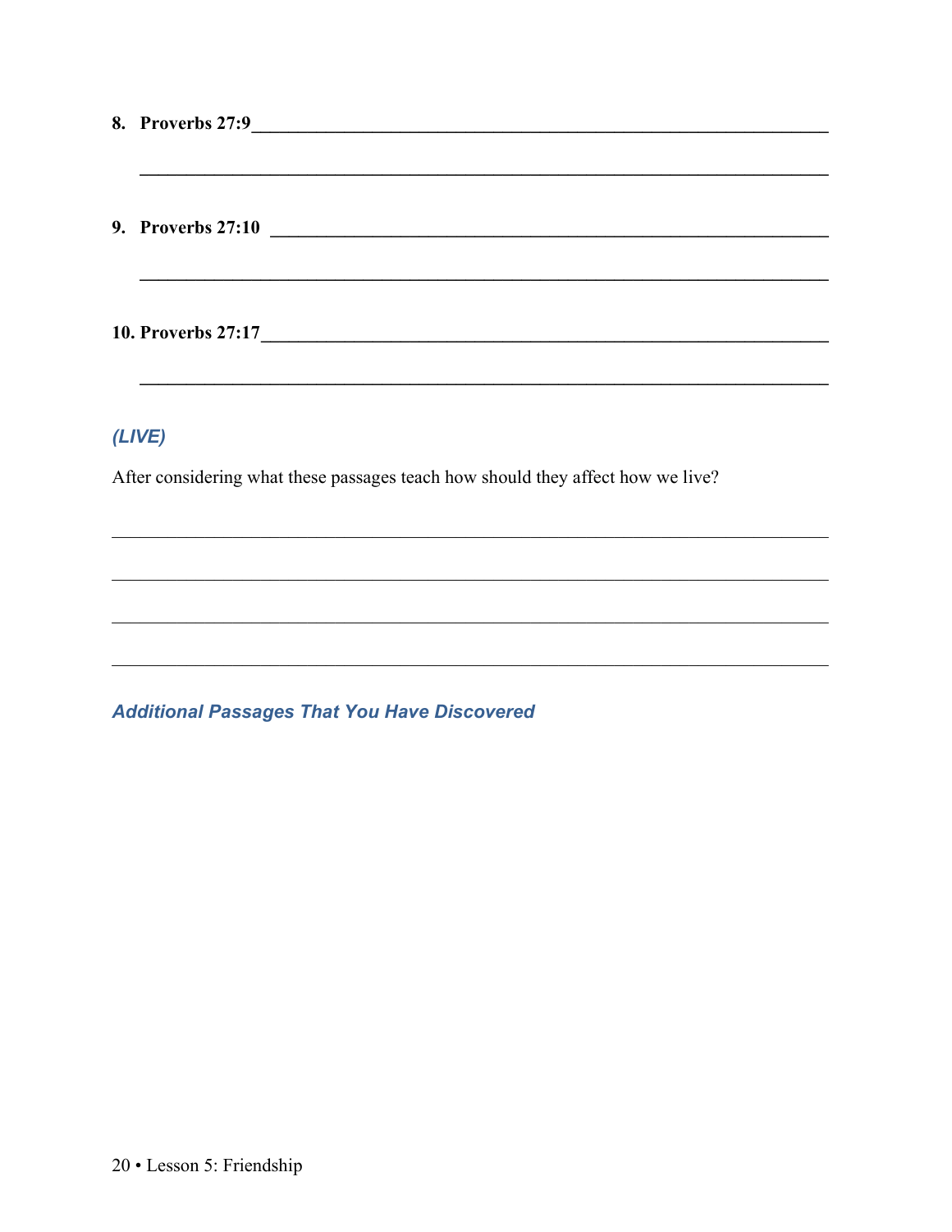8. **Proverbs 27:9**\_\_\_\_\_\_\_\_\_\_\_\_\_\_\_\_\_\_\_\_\_\_\_\_\_\_\_\_\_\_\_\_\_\_\_\_\_\_\_\_\_\_\_\_\_\_\_\_\_\_\_\_\_\_\_\_\_\_\_\_

    \_\_\_\_\_\_\_\_\_\_\_\_\_\_\_\_\_\_\_\_\_\_\_\_\_\_\_\_\_\_\_\_\_\_\_\_\_\_\_\_\_\_\_\_\_\_\_\_\_\_\_\_\_\_\_\_\_\_\_\_\_\_\_\_\_\_\_\_\_\_

9. **Proverbs 27:10** \_\_\_\_\_\_\_\_\_\_\_\_\_\_\_\_\_\_\_\_\_\_\_\_\_\_\_\_\_\_\_\_\_\_\_\_\_\_\_\_\_\_\_\_\_\_\_\_\_\_\_\_\_\_\_\_\_\_\_

    \_\_\_\_\_\_\_\_\_\_\_\_\_\_\_\_\_\_\_\_\_\_\_\_\_\_\_\_\_\_\_\_\_\_\_\_\_\_\_\_\_\_\_\_\_\_\_\_\_\_\_\_\_\_\_\_\_\_\_\_\_\_\_\_\_\_\_\_\_\_

10. **Proverbs 27:17**\_\_\_\_\_\_\_\_\_\_\_\_\_\_\_\_\_\_\_\_\_\_\_\_\_\_\_\_\_\_\_\_\_\_\_\_\_\_\_\_\_\_\_\_\_\_\_\_\_\_\_\_\_\_\_\_\_\_\_

    \_\_\_\_\_\_\_\_\_\_\_\_\_\_\_\_\_\_\_\_\_\_\_\_\_\_\_\_\_\_\_\_\_\_\_\_\_\_\_\_\_\_\_\_\_\_\_\_\_\_\_\_\_\_\_\_\_\_\_\_\_\_\_\_\_\_\_\_\_\_

### *(LIVE)*

After considering what these passages teach how should they affect how we live?

\_\_\_\_\_\_\_\_\_\_\_\_\_\_\_\_\_\_\_\_\_\_\_\_\_\_\_\_\_\_\_\_\_\_\_\_\_\_\_\_\_\_\_\_\_\_\_\_\_\_\_\_\_\_\_\_\_\_\_\_\_\_\_\_\_\_\_\_\_\_\_\_\_

\_\_\_\_\_\_\_\_\_\_\_\_\_\_\_\_\_\_\_\_\_\_\_\_\_\_\_\_\_\_\_\_\_\_\_\_\_\_\_\_\_\_\_\_\_\_\_\_\_\_\_\_\_\_\_\_\_\_\_\_\_\_\_\_\_\_\_\_\_\_\_\_\_

\_\_\_\_\_\_\_\_\_\_\_\_\_\_\_\_\_\_\_\_\_\_\_\_\_\_\_\_\_\_\_\_\_\_\_\_\_\_\_\_\_\_\_\_\_\_\_\_\_\_\_\_\_\_\_\_\_\_\_\_\_\_\_\_\_\_\_\_\_\_\_\_\_

\_\_\_\_\_\_\_\_\_\_\_\_\_\_\_\_\_\_\_\_\_\_\_\_\_\_\_\_\_\_\_\_\_\_\_\_\_\_\_\_\_\_\_\_\_\_\_\_\_\_\_\_\_\_\_\_\_\_\_\_\_\_\_\_\_\_\_\_\_\_\_\_\_

### *Additional Passages That You Have Discovered*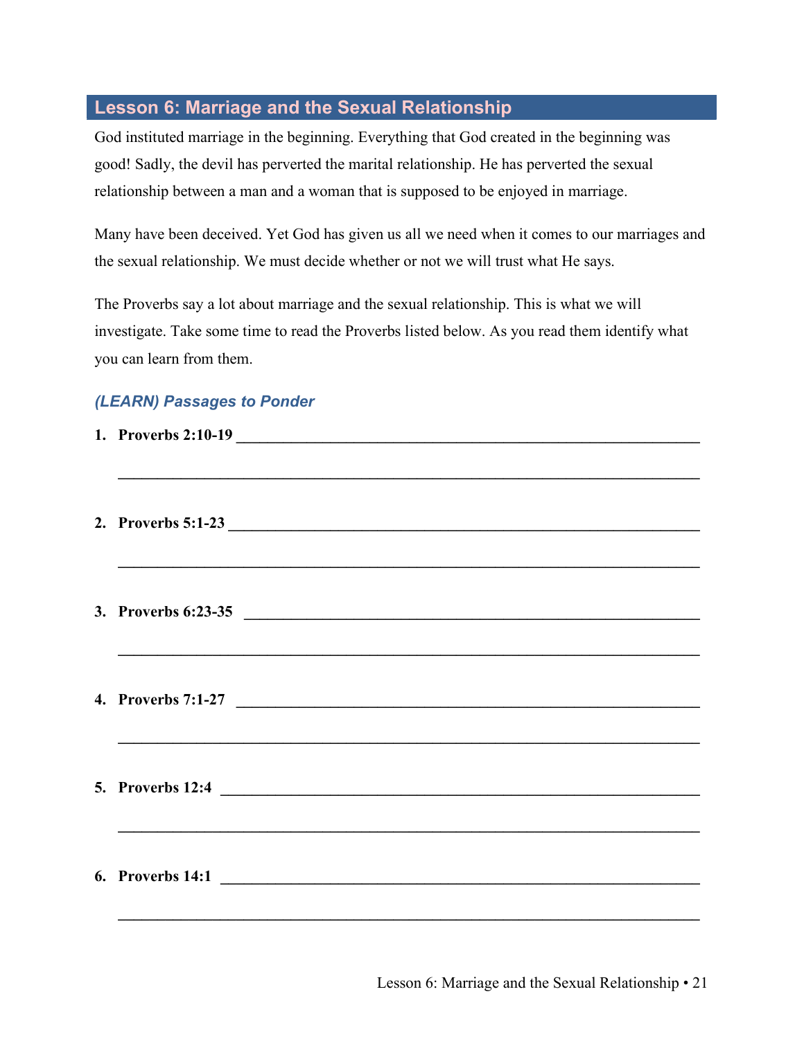## Lesson 6: Marriage and the Sexual Relationship

God instituted marriage in the beginning. Everything that God created in the beginning was good! Sadly, the devil has perverted the marital relationship. He has perverted the sexual relationship between a man and a woman that is supposed to be enjoyed in marriage.

Many have been deceived. Yet God has given us all we need when it comes to our marriages and the sexual relationship. We must decide whether or not we will trust what He says.

The Proverbs say a lot about marriage and the sexual relationship. This is what we will investigate. Take some time to read the Proverbs listed below. As you read them identify what you can learn from them.

### *(LEARN) Passages to Ponder*

1. **Proverbs 2:10-19** ______________________________________________________________

   ______________________________________________________________________

2. **Proverbs 5:1-23** ______________________________________________________________

   ______________________________________________________________________

3. **Proverbs 6:23-35** ______________________________________________________________

   ______________________________________________________________________

4. **Proverbs 7:1-27** ______________________________________________________________

   ______________________________________________________________________

5. **Proverbs 12:4** ______________________________________________________________

   ______________________________________________________________________

6. **Proverbs 14:1** ______________________________________________________________

   ______________________________________________________________________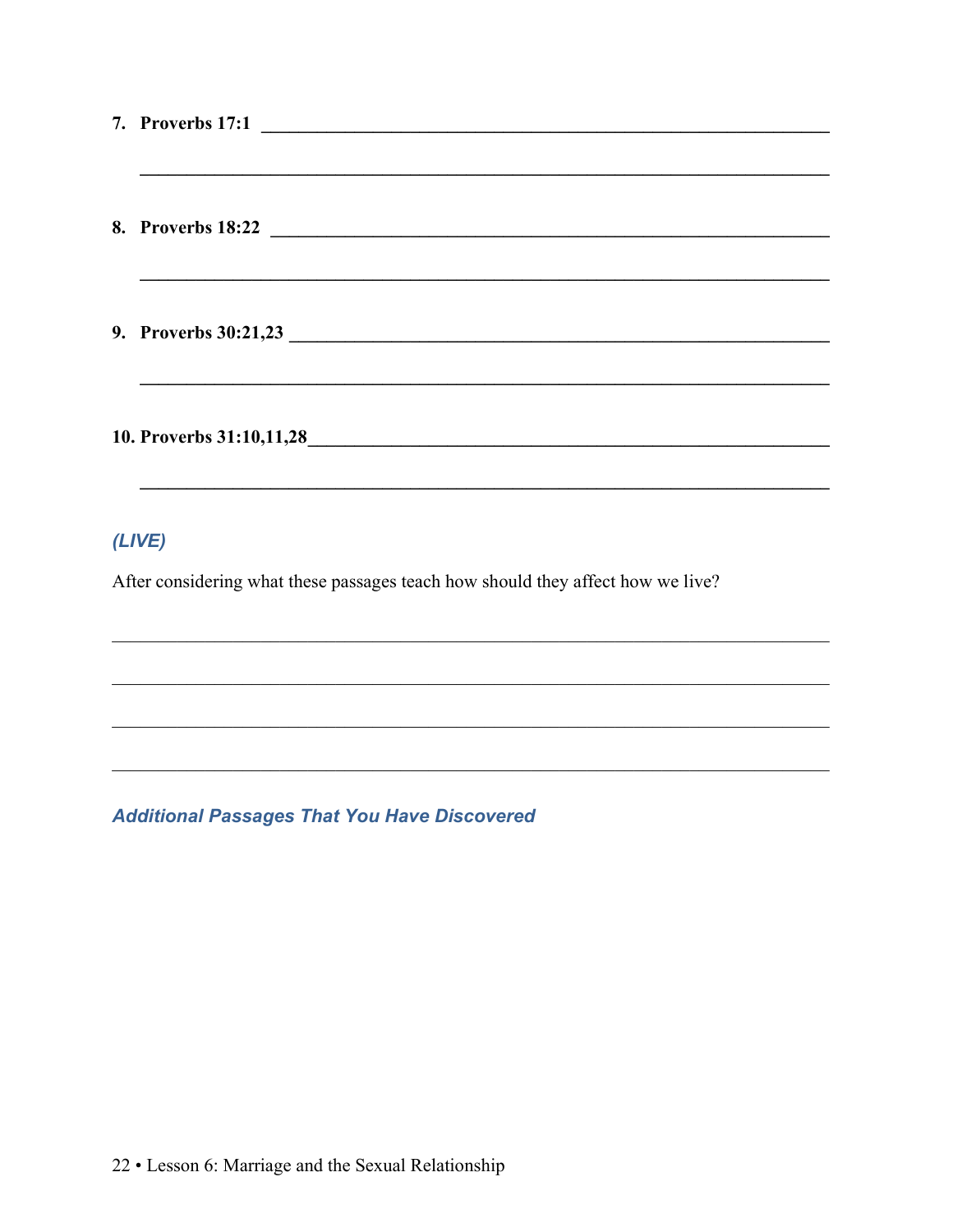7. **Proverbs 17:1** ____________________________________________________________

____________________________________________________________

8. **Proverbs 18:22** ____________________________________________________________

____________________________________________________________

9. **Proverbs 30:21,23** ____________________________________________________________

____________________________________________________________

10. **Proverbs 31:10,11,28**____________________________________________________________

____________________________________________________________

### *(LIVE)*

After considering what these passages teach how should they affect how we live?

____________________________________________________________

____________________________________________________________

____________________________________________________________

____________________________________________________________

### *Additional Passages That You Have Discovered*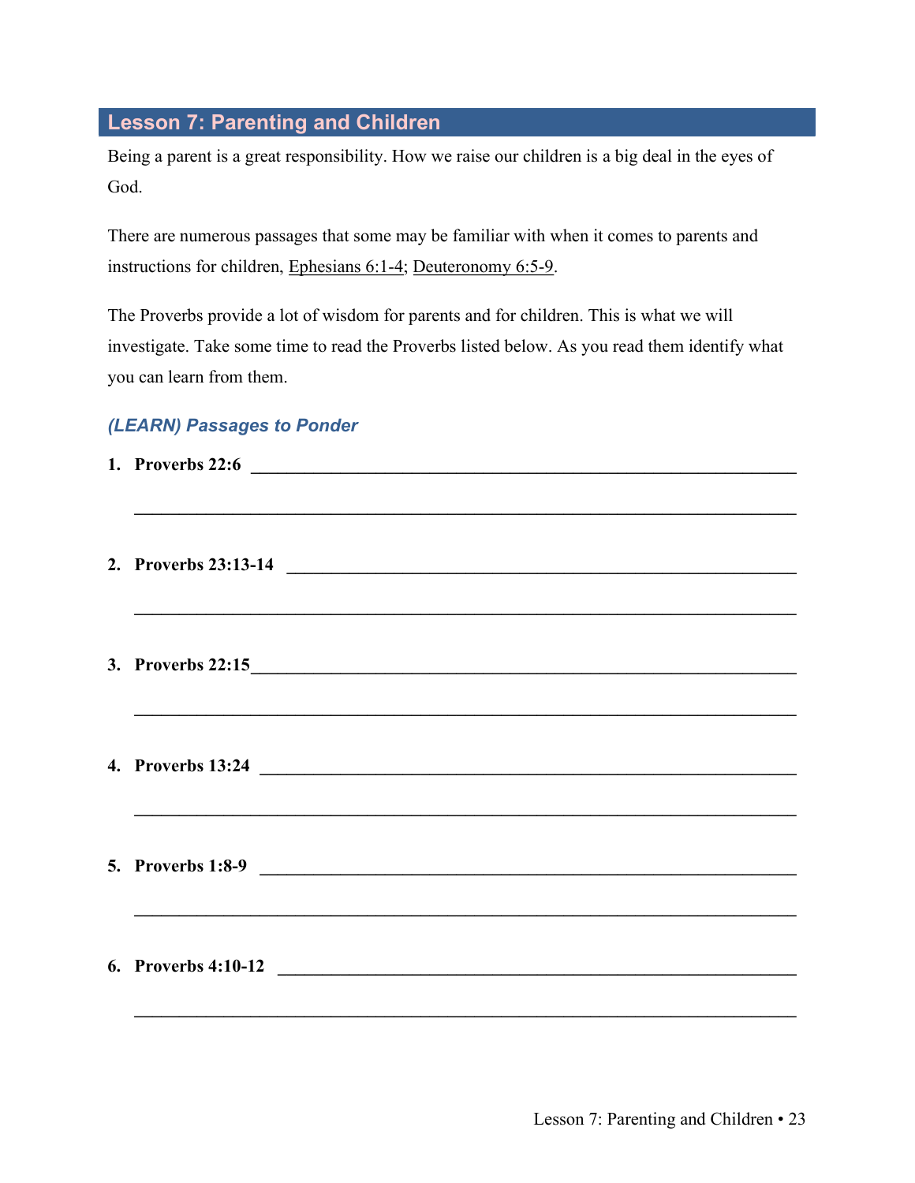## Lesson 7: Parenting and Children

Being a parent is a great responsibility. How we raise our children is a big deal in the eyes of God.

There are numerous passages that some may be familiar with when it comes to parents and instructions for children, Ephesians 6:1-4; Deuteronomy 6:5-9.

The Proverbs provide a lot of wisdom for parents and for children. This is what we will investigate. Take some time to read the Proverbs listed below. As you read them identify what you can learn from them.

### *(LEARN) Passages to Ponder*

1. **Proverbs 22:6** ________________________________________________________________

   ________________________________________________________________

2. **Proverbs 23:13-14** ________________________________________________________________

   ________________________________________________________________

3. **Proverbs 22:15**________________________________________________________________

   ________________________________________________________________

4. **Proverbs 13:24** ________________________________________________________________

   ________________________________________________________________

5. **Proverbs 1:8-9** ________________________________________________________________

   ________________________________________________________________

6. **Proverbs 4:10-12** ________________________________________________________________

   ________________________________________________________________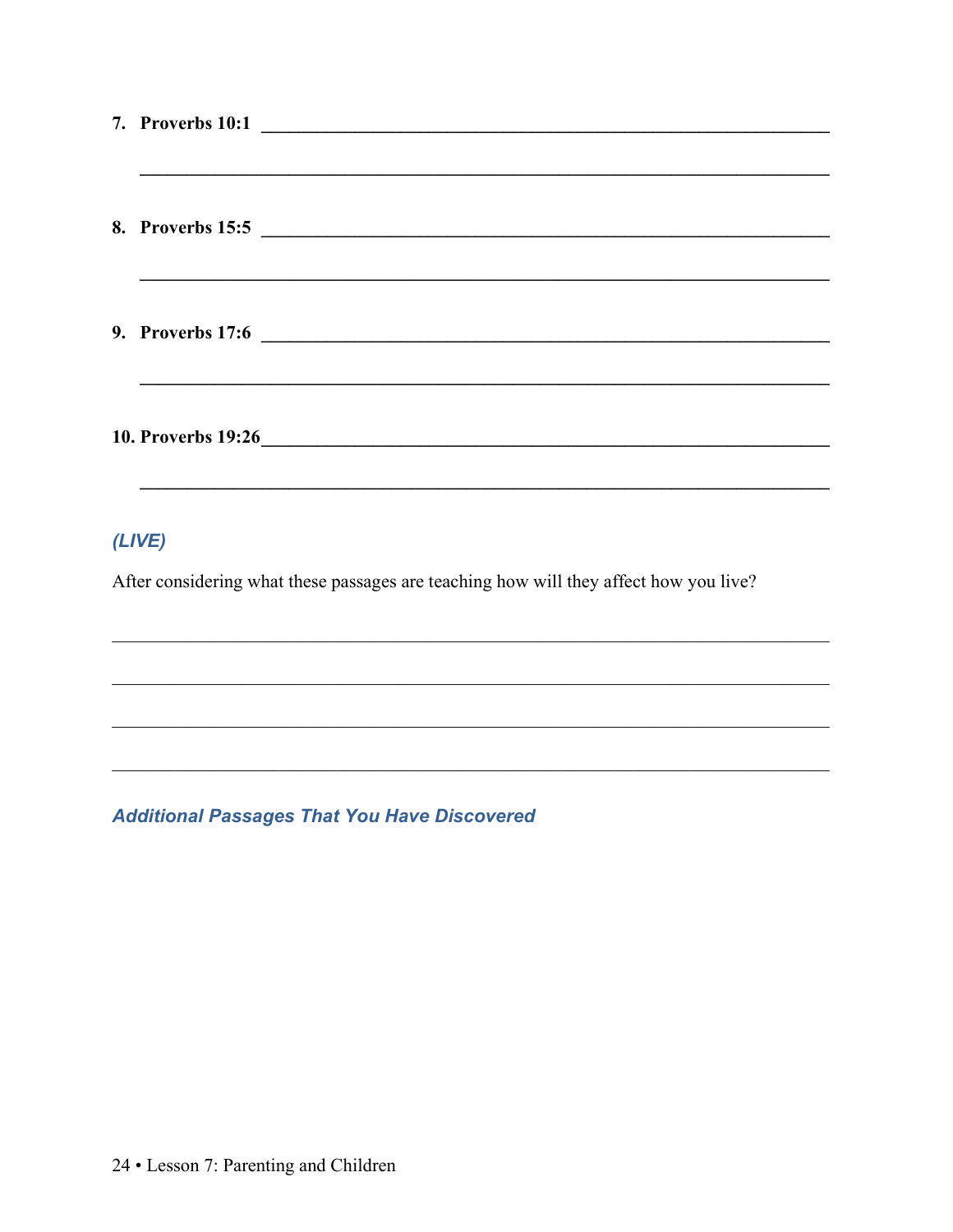7. **Proverbs 10:1** \_\_\_\_\_\_\_\_\_\_\_\_\_\_\_\_\_\_\_\_\_\_\_\_\_\_\_\_\_\_\_\_\_\_\_\_\_\_\_\_\_\_\_\_\_\_\_\_\_\_\_\_\_\_\_\_\_\_\_\_

   \_\_\_\_\_\_\_\_\_\_\_\_\_\_\_\_\_\_\_\_\_\_\_\_\_\_\_\_\_\_\_\_\_\_\_\_\_\_\_\_\_\_\_\_\_\_\_\_\_\_\_\_\_\_\_\_\_\_\_\_\_\_\_\_\_\_\_\_\_\_\_\_

8. **Proverbs 15:5** \_\_\_\_\_\_\_\_\_\_\_\_\_\_\_\_\_\_\_\_\_\_\_\_\_\_\_\_\_\_\_\_\_\_\_\_\_\_\_\_\_\_\_\_\_\_\_\_\_\_\_\_\_\_\_\_\_\_\_\_

   \_\_\_\_\_\_\_\_\_\_\_\_\_\_\_\_\_\_\_\_\_\_\_\_\_\_\_\_\_\_\_\_\_\_\_\_\_\_\_\_\_\_\_\_\_\_\_\_\_\_\_\_\_\_\_\_\_\_\_\_\_\_\_\_\_\_\_\_\_\_\_\_

9. **Proverbs 17:6** \_\_\_\_\_\_\_\_\_\_\_\_\_\_\_\_\_\_\_\_\_\_\_\_\_\_\_\_\_\_\_\_\_\_\_\_\_\_\_\_\_\_\_\_\_\_\_\_\_\_\_\_\_\_\_\_\_\_\_\_

   \_\_\_\_\_\_\_\_\_\_\_\_\_\_\_\_\_\_\_\_\_\_\_\_\_\_\_\_\_\_\_\_\_\_\_\_\_\_\_\_\_\_\_\_\_\_\_\_\_\_\_\_\_\_\_\_\_\_\_\_\_\_\_\_\_\_\_\_\_\_\_\_

10. **Proverbs 19:26**\_\_\_\_\_\_\_\_\_\_\_\_\_\_\_\_\_\_\_\_\_\_\_\_\_\_\_\_\_\_\_\_\_\_\_\_\_\_\_\_\_\_\_\_\_\_\_\_\_\_\_\_\_\_\_\_\_\_\_\_

    \_\_\_\_\_\_\_\_\_\_\_\_\_\_\_\_\_\_\_\_\_\_\_\_\_\_\_\_\_\_\_\_\_\_\_\_\_\_\_\_\_\_\_\_\_\_\_\_\_\_\_\_\_\_\_\_\_\_\_\_\_\_\_\_\_\_\_\_\_\_\_\_

### *(LIVE)*

After considering what these passages are teaching how will they affect how you live?

\_\_\_\_\_\_\_\_\_\_\_\_\_\_\_\_\_\_\_\_\_\_\_\_\_\_\_\_\_\_\_\_\_\_\_\_\_\_\_\_\_\_\_\_\_\_\_\_\_\_\_\_\_\_\_\_\_\_\_\_\_\_\_\_\_\_\_\_\_\_\_\_\_\_\_\_

\_\_\_\_\_\_\_\_\_\_\_\_\_\_\_\_\_\_\_\_\_\_\_\_\_\_\_\_\_\_\_\_\_\_\_\_\_\_\_\_\_\_\_\_\_\_\_\_\_\_\_\_\_\_\_\_\_\_\_\_\_\_\_\_\_\_\_\_\_\_\_\_\_\_\_\_

\_\_\_\_\_\_\_\_\_\_\_\_\_\_\_\_\_\_\_\_\_\_\_\_\_\_\_\_\_\_\_\_\_\_\_\_\_\_\_\_\_\_\_\_\_\_\_\_\_\_\_\_\_\_\_\_\_\_\_\_\_\_\_\_\_\_\_\_\_\_\_\_\_\_\_\_

\_\_\_\_\_\_\_\_\_\_\_\_\_\_\_\_\_\_\_\_\_\_\_\_\_\_\_\_\_\_\_\_\_\_\_\_\_\_\_\_\_\_\_\_\_\_\_\_\_\_\_\_\_\_\_\_\_\_\_\_\_\_\_\_\_\_\_\_\_\_\_\_\_\_\_\_

### *Additional Passages That You Have Discovered*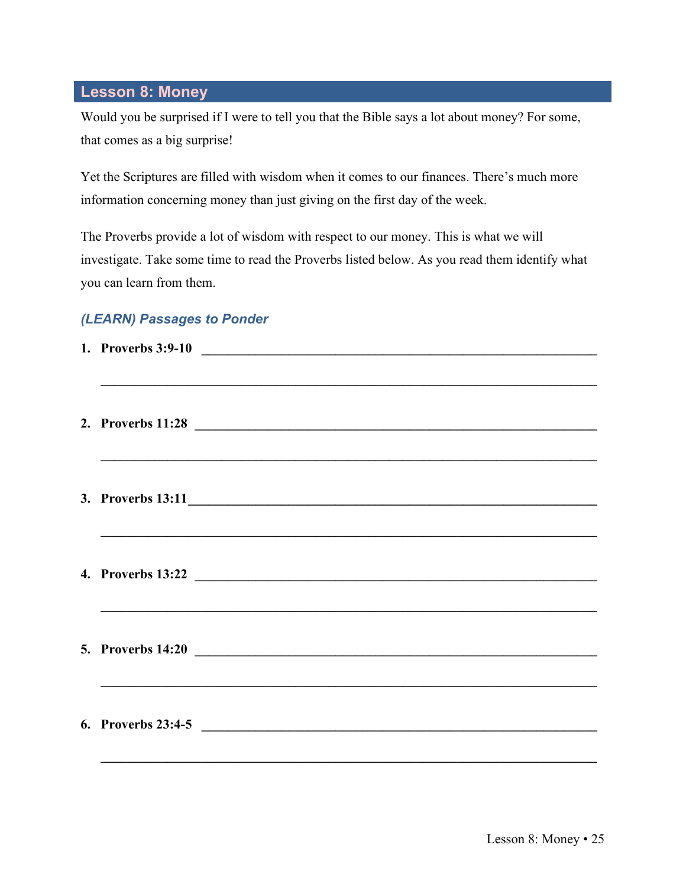## Lesson 8: Money

Would you be surprised if I were to tell you that the Bible says a lot about money? For some, that comes as a big surprise!

Yet the Scriptures are filled with wisdom when it comes to our finances. There's much more information concerning money than just giving on the first day of the week.

The Proverbs provide a lot of wisdom with respect to our money. This is what we will investigate. Take some time to read the Proverbs listed below. As you read them identify what you can learn from them.

### *(LEARN) Passages to Ponder*

1. **Proverbs 3:9-10** ______________________________________________________________

   ______________________________________________________________________________

2. **Proverbs 11:28** ______________________________________________________________

   ______________________________________________________________________________

3. **Proverbs 13:11**______________________________________________________________

   ______________________________________________________________________________

4. **Proverbs 13:22** ______________________________________________________________

   ______________________________________________________________________________

5. **Proverbs 14:20** ______________________________________________________________

   ______________________________________________________________________________

6. **Proverbs 23:4-5** ______________________________________________________________

   ______________________________________________________________________________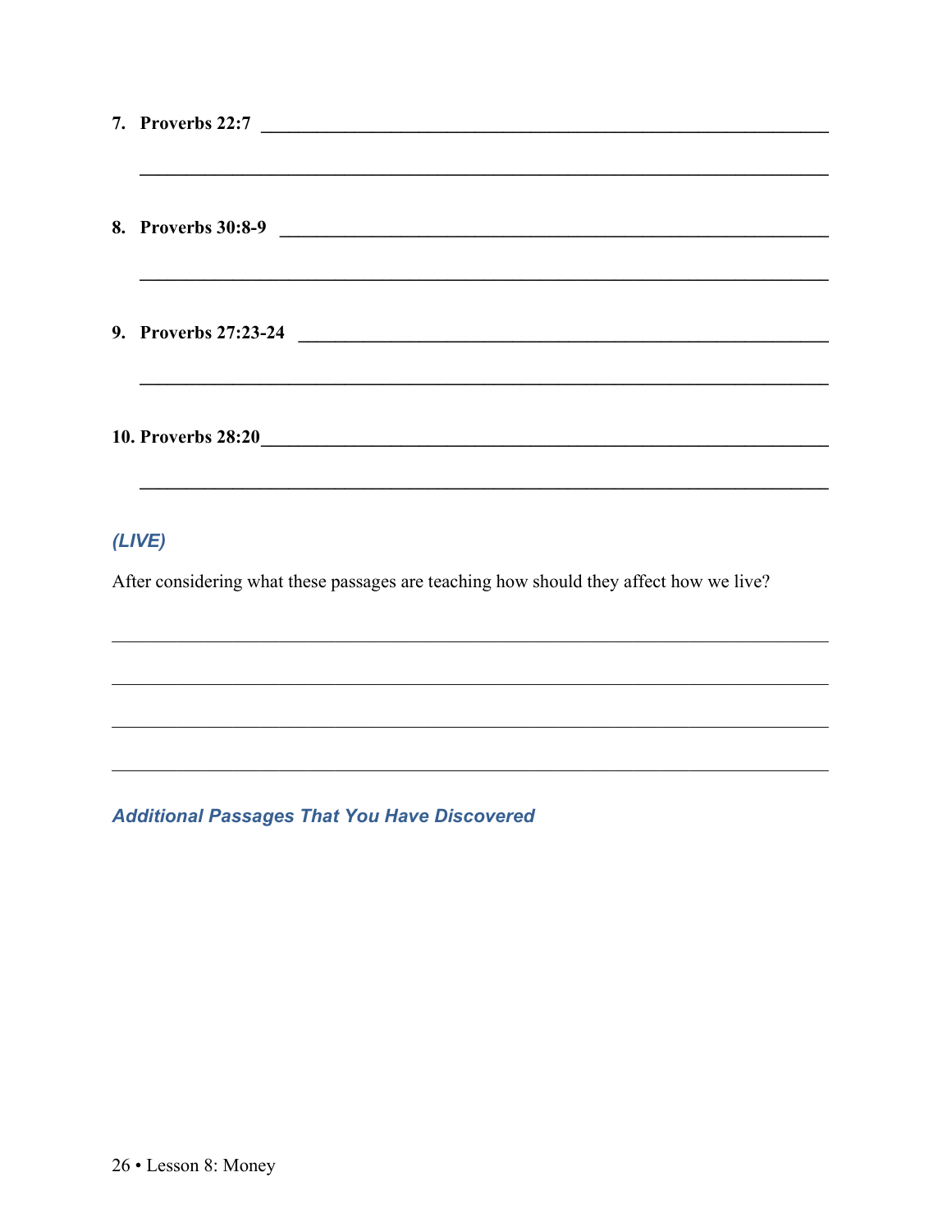7. **Proverbs 22:7** ________________________________________________________________

   ________________________________________________________________

8. **Proverbs 30:8-9** ________________________________________________________________

   ________________________________________________________________

9. **Proverbs 27:23-24** ________________________________________________________________

   ________________________________________________________________

10. **Proverbs 28:20**________________________________________________________________

    ________________________________________________________________

### *(LIVE)*

After considering what these passages are teaching how should they affect how we live?

________________________________________________________________

________________________________________________________________

________________________________________________________________

________________________________________________________________

### *Additional Passages That You Have Discovered*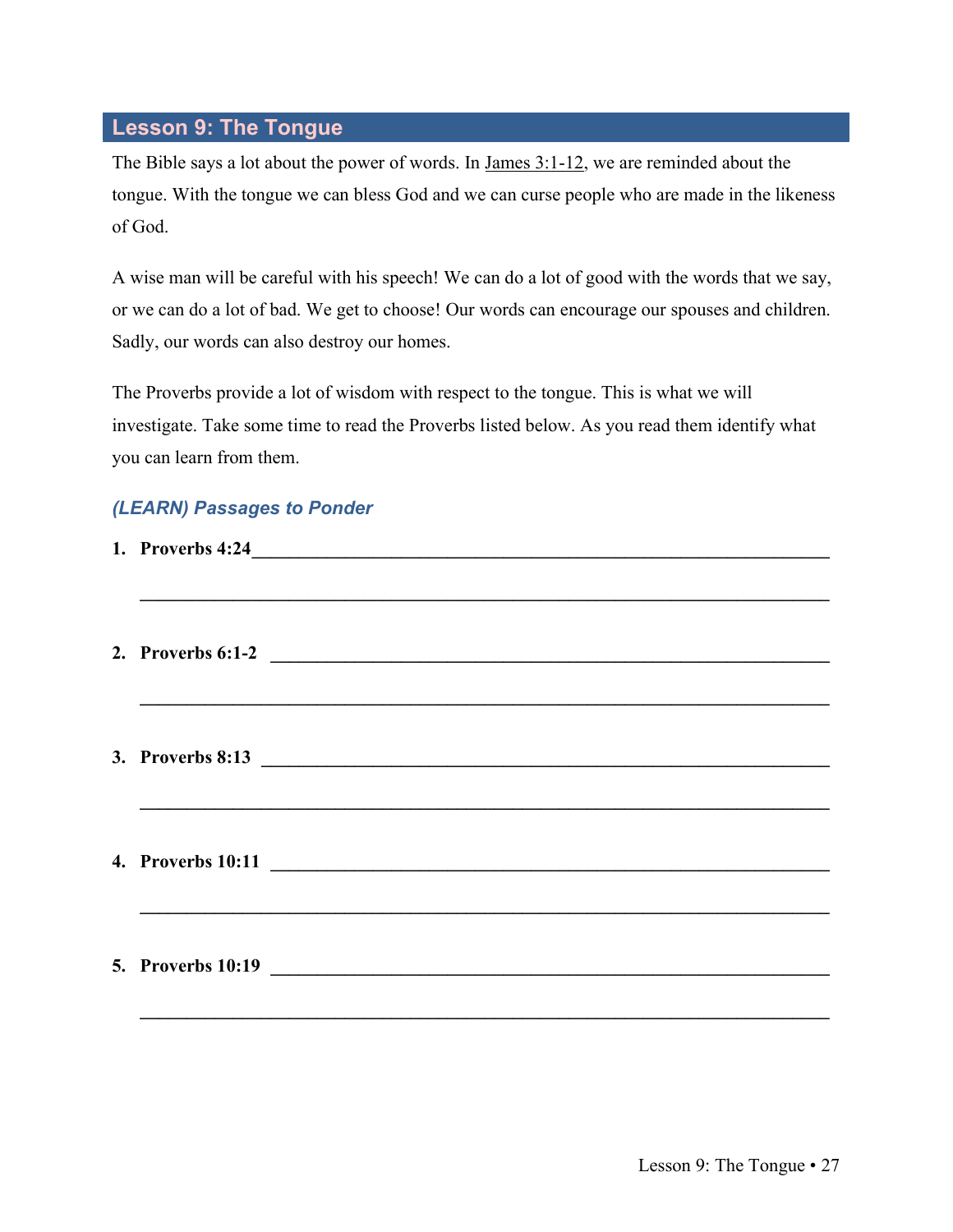## Lesson 9: The Tongue

The Bible says a lot about the power of words. In James 3:1-12, we are reminded about the tongue. With the tongue we can bless God and we can curse people who are made in the likeness of God.

A wise man will be careful with his speech! We can do a lot of good with the words that we say, or we can do a lot of bad. We get to choose! Our words can encourage our spouses and children. Sadly, our words can also destroy our homes.

The Proverbs provide a lot of wisdom with respect to the tongue. This is what we will investigate. Take some time to read the Proverbs listed below. As you read them identify what you can learn from them.

### *(LEARN) Passages to Ponder*

1. **Proverbs 4:24**________________________________________________________________

   ________________________________________________________________

2. **Proverbs 6:1-2** ________________________________________________________________

   ________________________________________________________________

3. **Proverbs 8:13** ________________________________________________________________

   ________________________________________________________________

4. **Proverbs 10:11** ________________________________________________________________

   ________________________________________________________________

5. **Proverbs 10:19** ________________________________________________________________

   ________________________________________________________________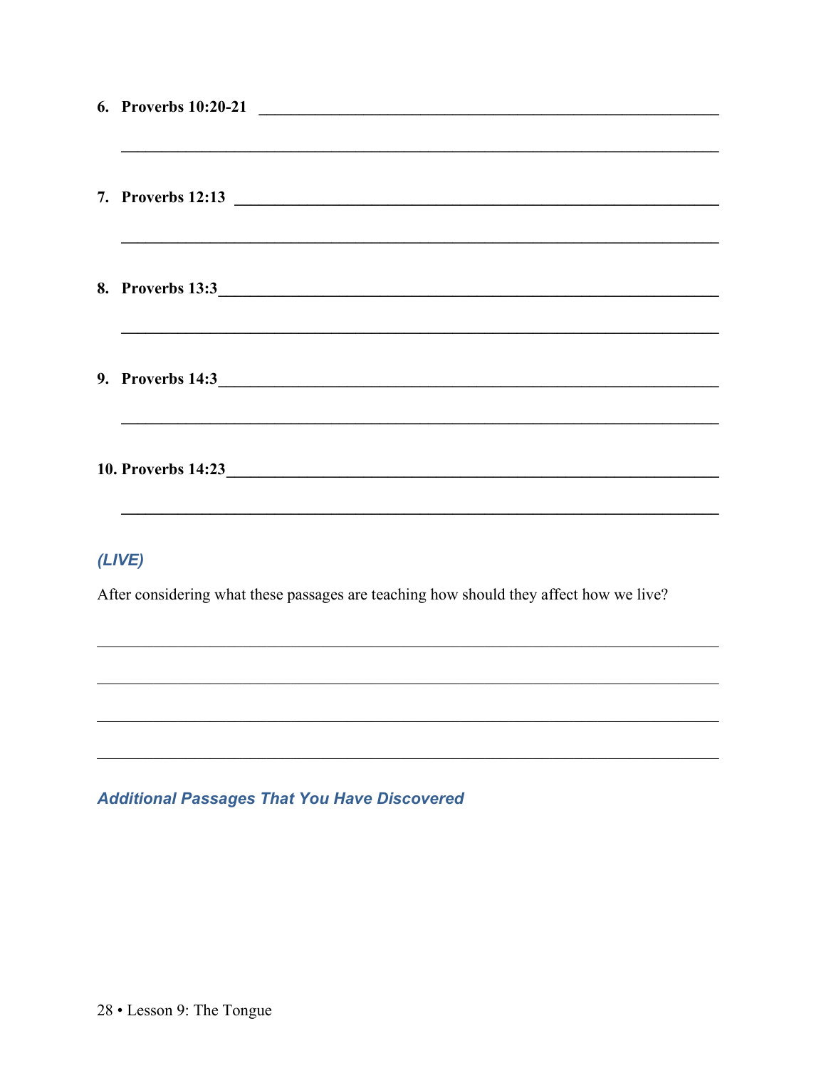6. **Proverbs 10:20-21** ________________________________________________

________________________________________________

7. **Proverbs 12:13** ________________________________________________

________________________________________________

8. **Proverbs 13:3** ________________________________________________

________________________________________________

9. **Proverbs 14:3** ________________________________________________

________________________________________________

10. **Proverbs 14:23** ________________________________________________

________________________________________________

### *(LIVE)*

After considering what these passages are teaching how should they affect how we live?

________________________________________________

________________________________________________

________________________________________________

________________________________________________

### *Additional Passages That You Have Discovered*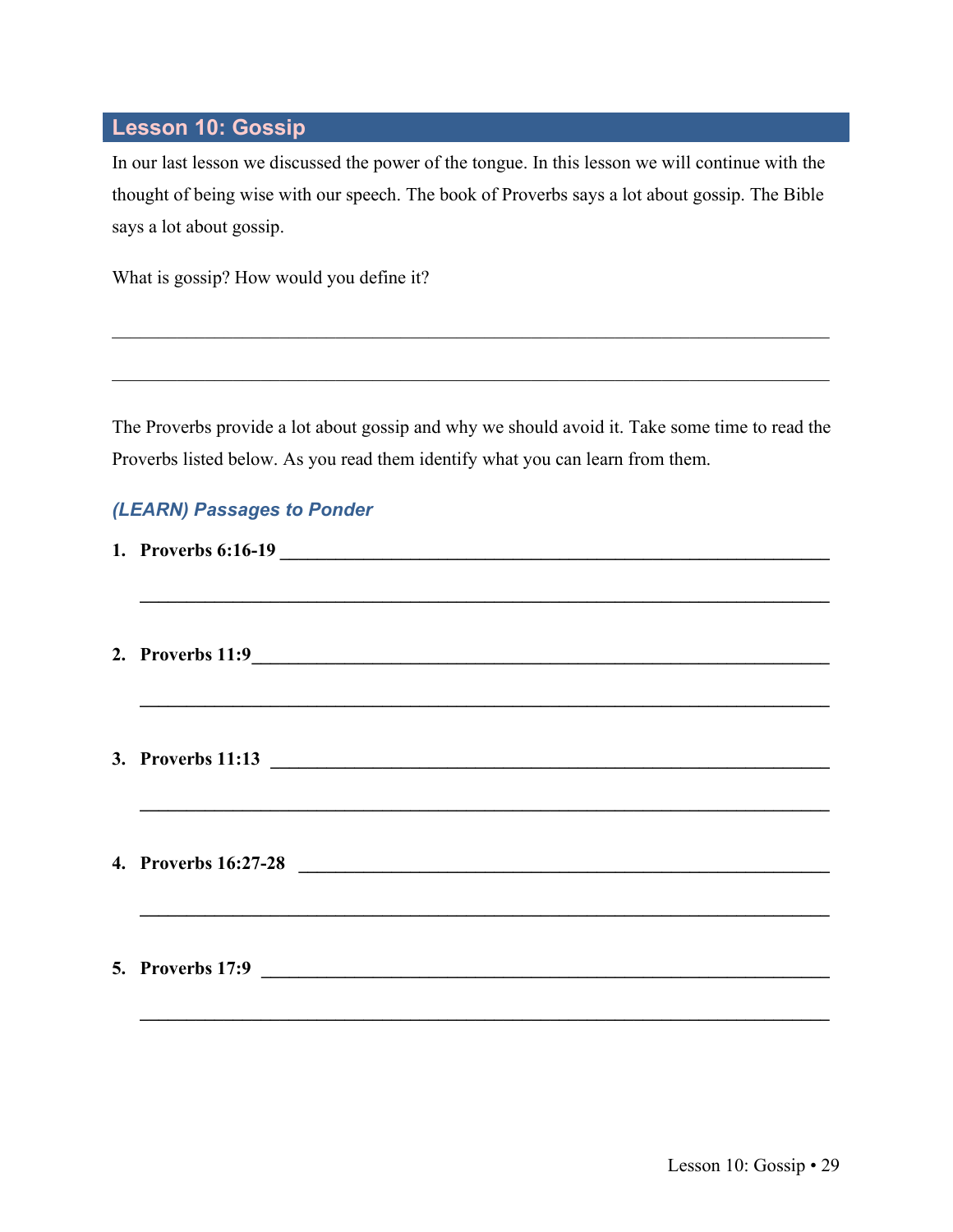## Lesson 10: Gossip

In our last lesson we discussed the power of the tongue. In this lesson we will continue with the thought of being wise with our speech. The book of Proverbs says a lot about gossip. The Bible says a lot about gossip.

What is gossip? How would you define it?

______________________________________________________________________________

______________________________________________________________________________

The Proverbs provide a lot about gossip and why we should avoid it. Take some time to read the Proverbs listed below. As you read them identify what you can learn from them.

### *(LEARN) Passages to Ponder*

1. **Proverbs 6:16-19 ______________________________________________________________**

   **______________________________________________________________________________**

2. **Proverbs 11:9______________________________________________________________**

   **______________________________________________________________________________**

3. **Proverbs 11:13 ______________________________________________________________**

   **______________________________________________________________________________**

4. **Proverbs 16:27-28 ___________________________________________________________**

   **______________________________________________________________________________**

5. **Proverbs 17:9 _______________________________________________________________**

   **______________________________________________________________________________**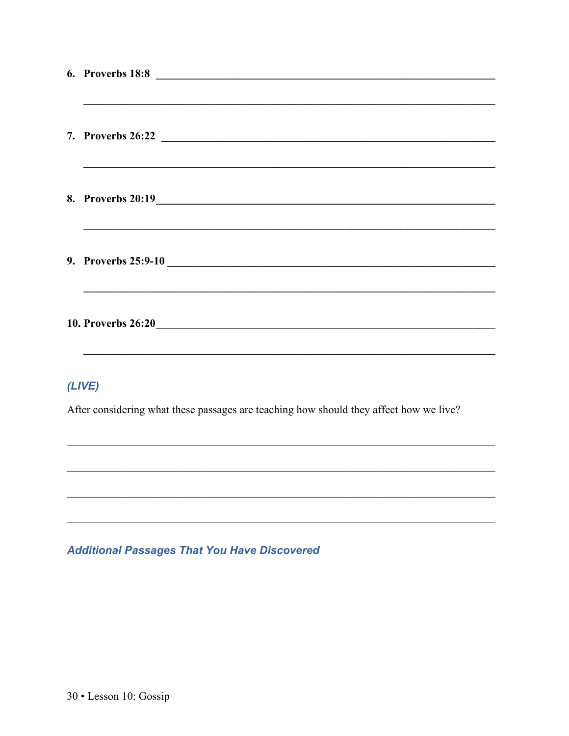6. **Proverbs 18:8** ______________________________________________

______________________________________________

7. **Proverbs 26:22** ______________________________________________

______________________________________________

8. **Proverbs 20:19**______________________________________________

______________________________________________

9. **Proverbs 25:9-10** ______________________________________________

______________________________________________

10. **Proverbs 26:20**______________________________________________

______________________________________________

### *(LIVE)*

After considering what these passages are teaching how should they affect how we live?

______________________________________________

______________________________________________

______________________________________________

______________________________________________

### *Additional Passages That You Have Discovered*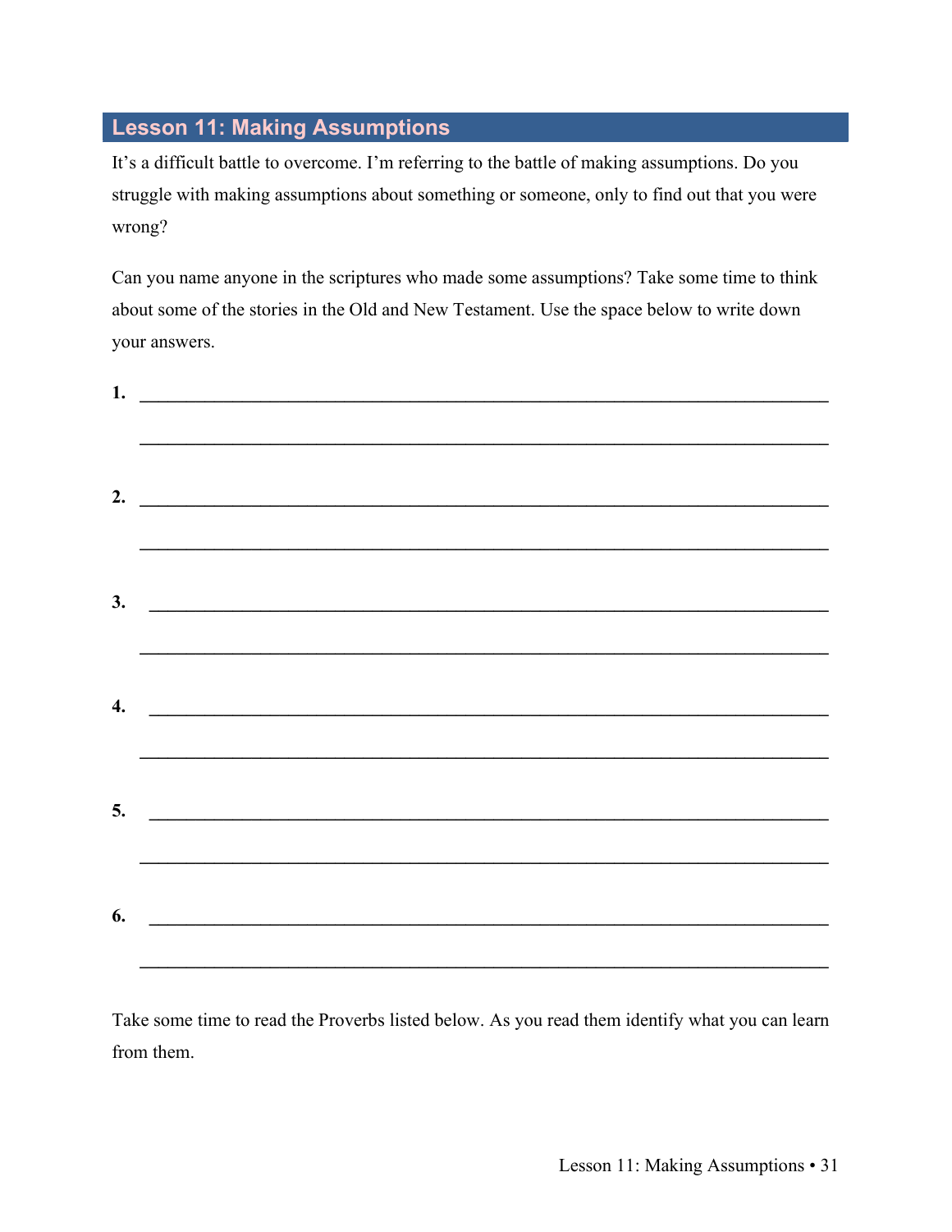## Lesson 11: Making Assumptions

It's a difficult battle to overcome. I'm referring to the battle of making assumptions. Do you struggle with making assumptions about something or someone, only to find out that you were wrong?

Can you name anyone in the scriptures who made some assumptions? Take some time to think about some of the stories in the Old and New Testament. Use the space below to write down your answers.

**1.** ________________________________________________________________

________________________________________________________________

**2.** ________________________________________________________________

________________________________________________________________

**3.** ________________________________________________________________

________________________________________________________________

**4.** ________________________________________________________________

________________________________________________________________

**5.** ________________________________________________________________

________________________________________________________________

**6.** ________________________________________________________________

________________________________________________________________

Take some time to read the Proverbs listed below. As you read them identify what you can learn from them.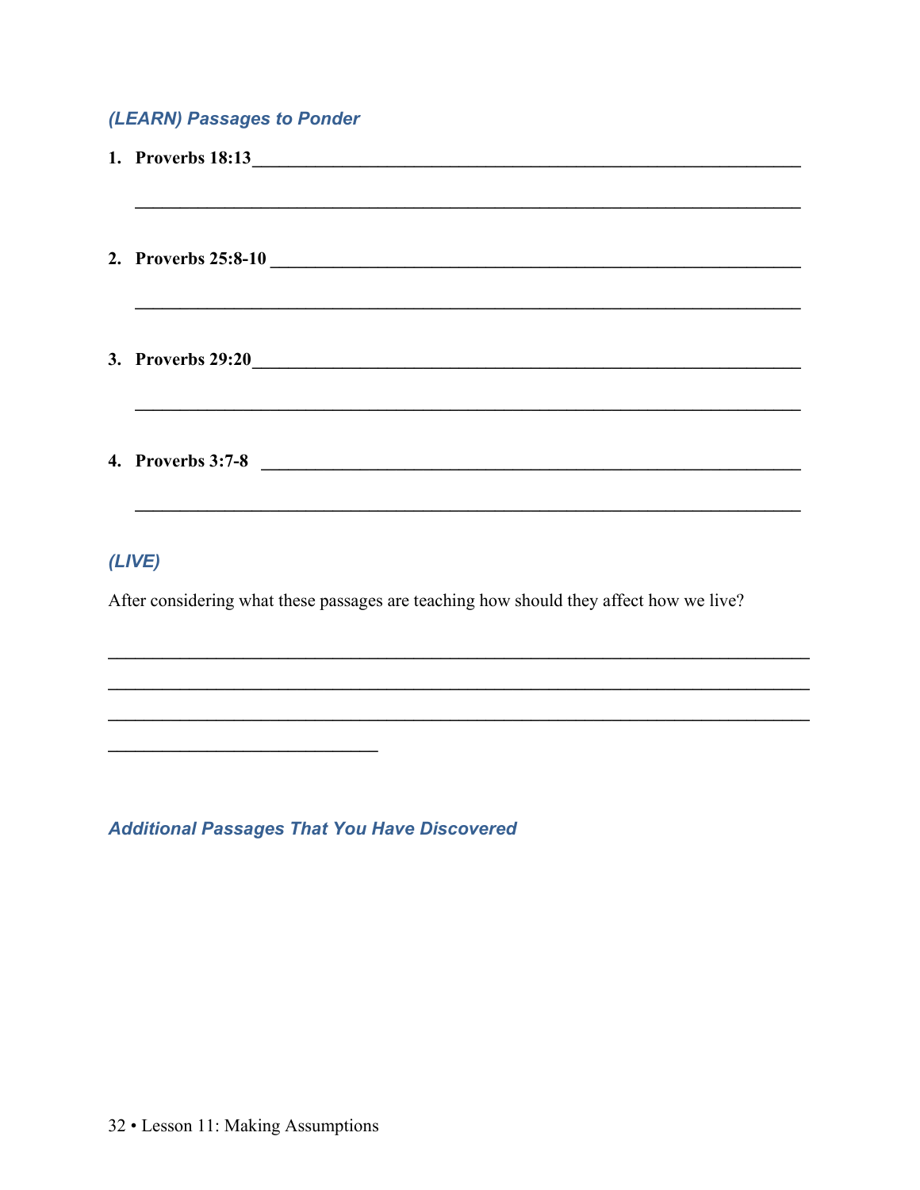### *(LEARN) Passages to Ponder*

1. **Proverbs 18:13**\_\_\_\_\_\_\_\_\_\_\_\_\_\_\_\_\_\_\_\_\_\_\_\_\_\_\_\_\_\_\_\_\_\_\_\_\_\_\_\_\_\_\_\_\_\_\_\_\_\_\_\_

   \_\_\_\_\_\_\_\_\_\_\_\_\_\_\_\_\_\_\_\_\_\_\_\_\_\_\_\_\_\_\_\_\_\_\_\_\_\_\_\_\_\_\_\_\_\_\_\_\_\_\_\_\_\_\_\_\_\_\_\_\_\_\_\_

2. **Proverbs 25:8-10** \_\_\_\_\_\_\_\_\_\_\_\_\_\_\_\_\_\_\_\_\_\_\_\_\_\_\_\_\_\_\_\_\_\_\_\_\_\_\_\_\_\_\_\_\_\_\_\_\_\_

   \_\_\_\_\_\_\_\_\_\_\_\_\_\_\_\_\_\_\_\_\_\_\_\_\_\_\_\_\_\_\_\_\_\_\_\_\_\_\_\_\_\_\_\_\_\_\_\_\_\_\_\_\_\_\_\_\_\_\_\_\_\_\_\_

3. **Proverbs 29:20**\_\_\_\_\_\_\_\_\_\_\_\_\_\_\_\_\_\_\_\_\_\_\_\_\_\_\_\_\_\_\_\_\_\_\_\_\_\_\_\_\_\_\_\_\_\_\_\_\_\_\_\_

   \_\_\_\_\_\_\_\_\_\_\_\_\_\_\_\_\_\_\_\_\_\_\_\_\_\_\_\_\_\_\_\_\_\_\_\_\_\_\_\_\_\_\_\_\_\_\_\_\_\_\_\_\_\_\_\_\_\_\_\_\_\_\_\_

4. **Proverbs 3:7-8** \_\_\_\_\_\_\_\_\_\_\_\_\_\_\_\_\_\_\_\_\_\_\_\_\_\_\_\_\_\_\_\_\_\_\_\_\_\_\_\_\_\_\_\_\_\_\_\_\_\_\_

   \_\_\_\_\_\_\_\_\_\_\_\_\_\_\_\_\_\_\_\_\_\_\_\_\_\_\_\_\_\_\_\_\_\_\_\_\_\_\_\_\_\_\_\_\_\_\_\_\_\_\_\_\_\_\_\_\_\_\_\_\_\_\_\_

### *(LIVE)*

After considering what these passages are teaching how should they affect how we live?

\_\_\_\_\_\_\_\_\_\_\_\_\_\_\_\_\_\_\_\_\_\_\_\_\_\_\_\_\_\_\_\_\_\_\_\_\_\_\_\_\_\_\_\_\_\_\_\_\_\_\_\_\_\_\_\_\_\_\_\_\_\_\_\_\_\_\_\_\_\_
\_\_\_\_\_\_\_\_\_\_\_\_\_\_\_\_\_\_\_\_\_\_\_\_\_\_\_\_\_\_\_\_\_\_\_\_\_\_\_\_\_\_\_\_\_\_\_\_\_\_\_\_\_\_\_\_\_\_\_\_\_\_\_\_\_\_\_\_\_\_
\_\_\_\_\_\_\_\_\_\_\_\_\_\_\_\_\_\_\_\_\_\_\_\_\_\_\_\_\_\_\_\_\_\_\_\_\_\_\_\_\_\_\_\_\_\_\_\_\_\_\_\_\_\_\_\_\_\_\_\_\_\_\_\_\_\_\_\_\_\_
\_\_\_\_\_\_\_\_\_\_\_\_\_\_\_\_\_\_\_\_\_\_\_\_\_\_\_\_

### *Additional Passages That You Have Discovered*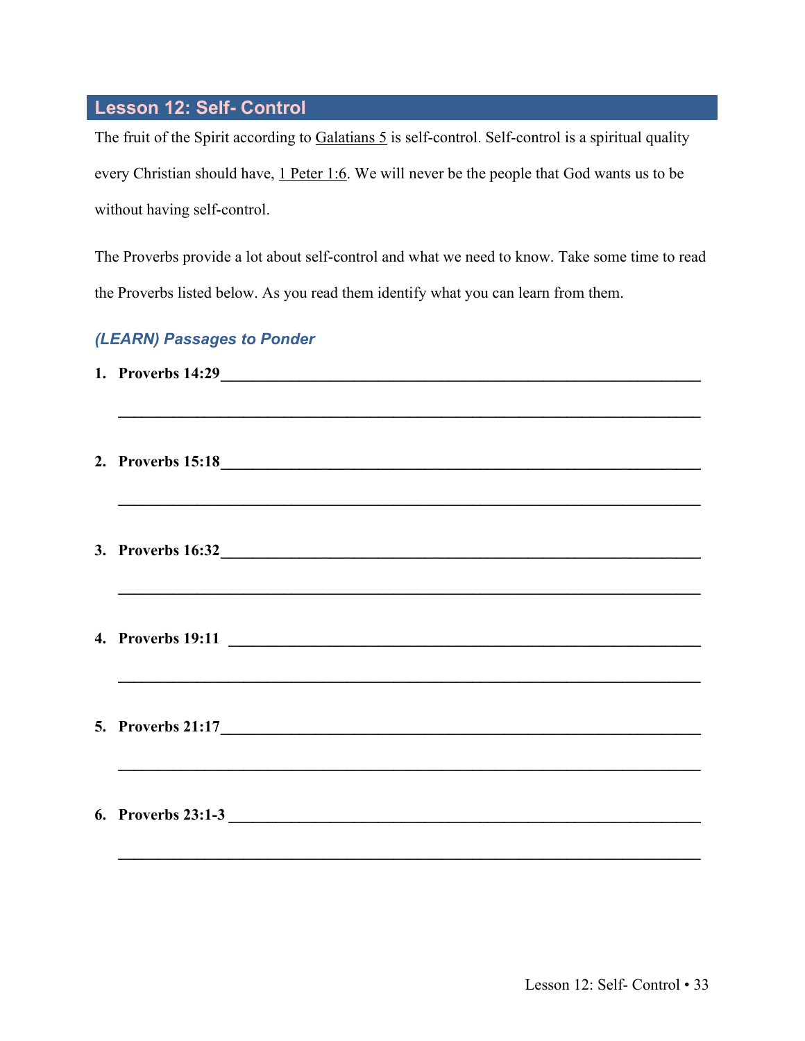## Lesson 12: Self- Control

The fruit of the Spirit according to Galatians 5 is self-control. Self-control is a spiritual quality every Christian should have, 1 Peter 1:6. We will never be the people that God wants us to be without having self-control.

The Proverbs provide a lot about self-control and what we need to know. Take some time to read the Proverbs listed below. As you read them identify what you can learn from them.

### *(LEARN) Passages to Ponder*

1. **Proverbs 14:29**______________________________________________________________

   ______________________________________________________________________________

2. **Proverbs 15:18**______________________________________________________________

   ______________________________________________________________________________

3. **Proverbs 16:32**______________________________________________________________

   ______________________________________________________________________________

4. **Proverbs 19:11** _____________________________________________________________

   ______________________________________________________________________________

5. **Proverbs 21:17**______________________________________________________________

   ______________________________________________________________________________

6. **Proverbs 23:1-3** _____________________________________________________________

   ______________________________________________________________________________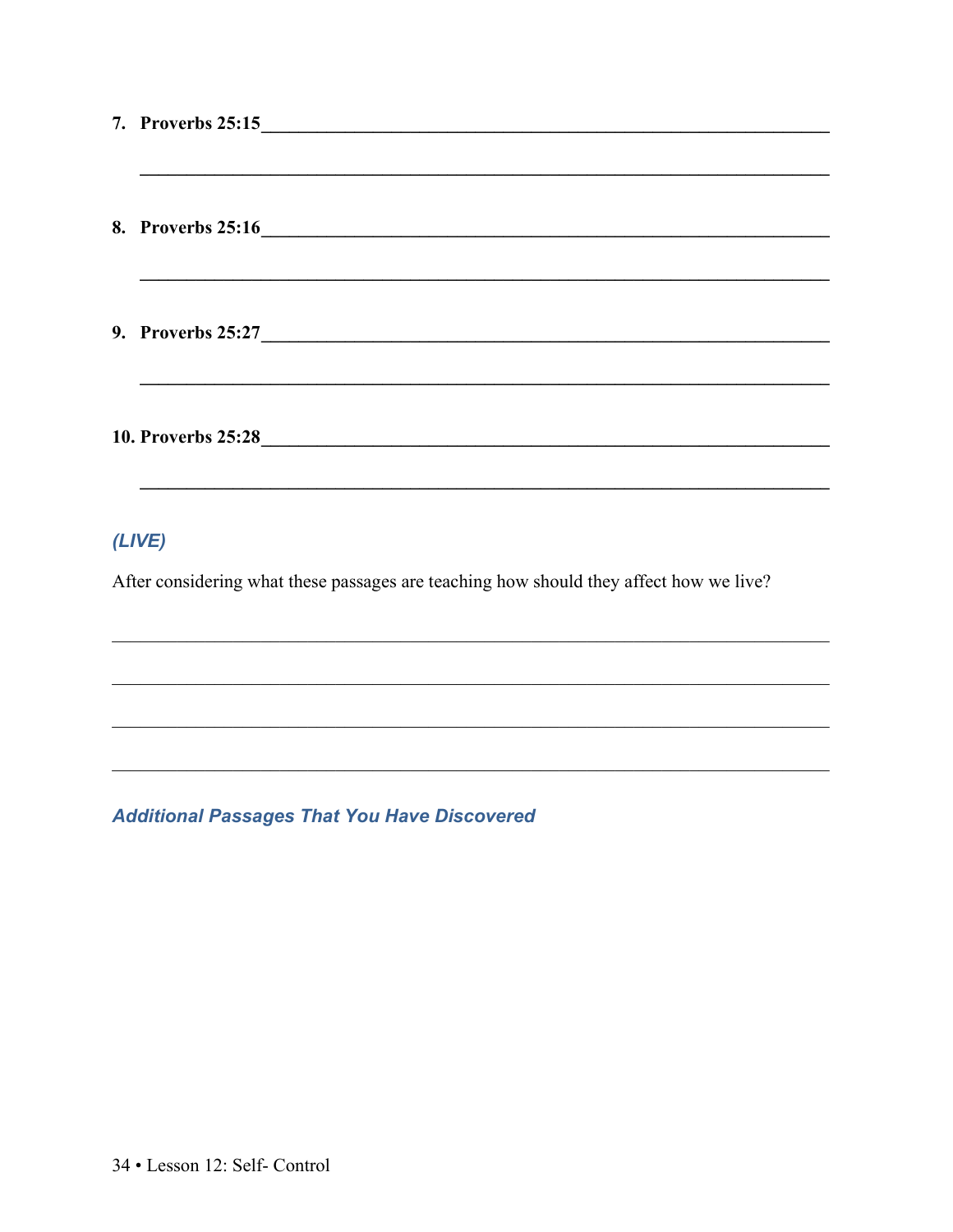7. **Proverbs 25:15**\_\_\_\_\_\_\_\_\_\_\_\_\_\_\_\_\_\_\_\_\_\_\_\_\_\_\_\_\_\_\_\_\_\_\_\_\_\_\_\_\_\_\_\_

    \_\_\_\_\_\_\_\_\_\_\_\_\_\_\_\_\_\_\_\_\_\_\_\_\_\_\_\_\_\_\_\_\_\_\_\_\_\_\_\_\_\_\_\_\_\_\_\_\_\_\_\_\_\_

8. **Proverbs 25:16**\_\_\_\_\_\_\_\_\_\_\_\_\_\_\_\_\_\_\_\_\_\_\_\_\_\_\_\_\_\_\_\_\_\_\_\_\_\_\_\_\_\_\_\_

    \_\_\_\_\_\_\_\_\_\_\_\_\_\_\_\_\_\_\_\_\_\_\_\_\_\_\_\_\_\_\_\_\_\_\_\_\_\_\_\_\_\_\_\_\_\_\_\_\_\_\_\_\_\_

9. **Proverbs 25:27**\_\_\_\_\_\_\_\_\_\_\_\_\_\_\_\_\_\_\_\_\_\_\_\_\_\_\_\_\_\_\_\_\_\_\_\_\_\_\_\_\_\_\_\_

    \_\_\_\_\_\_\_\_\_\_\_\_\_\_\_\_\_\_\_\_\_\_\_\_\_\_\_\_\_\_\_\_\_\_\_\_\_\_\_\_\_\_\_\_\_\_\_\_\_\_\_\_\_\_

10. **Proverbs 25:28**\_\_\_\_\_\_\_\_\_\_\_\_\_\_\_\_\_\_\_\_\_\_\_\_\_\_\_\_\_\_\_\_\_\_\_\_\_\_\_\_\_\_\_\_

    \_\_\_\_\_\_\_\_\_\_\_\_\_\_\_\_\_\_\_\_\_\_\_\_\_\_\_\_\_\_\_\_\_\_\_\_\_\_\_\_\_\_\_\_\_\_\_\_\_\_\_\_\_\_

### *(LIVE)*

After considering what these passages are teaching how should they affect how we live?

\_\_\_\_\_\_\_\_\_\_\_\_\_\_\_\_\_\_\_\_\_\_\_\_\_\_\_\_\_\_\_\_\_\_\_\_\_\_\_\_\_\_\_\_\_\_\_\_\_\_\_\_\_\_\_\_\_\_\_\_

\_\_\_\_\_\_\_\_\_\_\_\_\_\_\_\_\_\_\_\_\_\_\_\_\_\_\_\_\_\_\_\_\_\_\_\_\_\_\_\_\_\_\_\_\_\_\_\_\_\_\_\_\_\_\_\_\_\_\_\_

\_\_\_\_\_\_\_\_\_\_\_\_\_\_\_\_\_\_\_\_\_\_\_\_\_\_\_\_\_\_\_\_\_\_\_\_\_\_\_\_\_\_\_\_\_\_\_\_\_\_\_\_\_\_\_\_\_\_\_\_

\_\_\_\_\_\_\_\_\_\_\_\_\_\_\_\_\_\_\_\_\_\_\_\_\_\_\_\_\_\_\_\_\_\_\_\_\_\_\_\_\_\_\_\_\_\_\_\_\_\_\_\_\_\_\_\_\_\_\_\_

### *Additional Passages That You Have Discovered*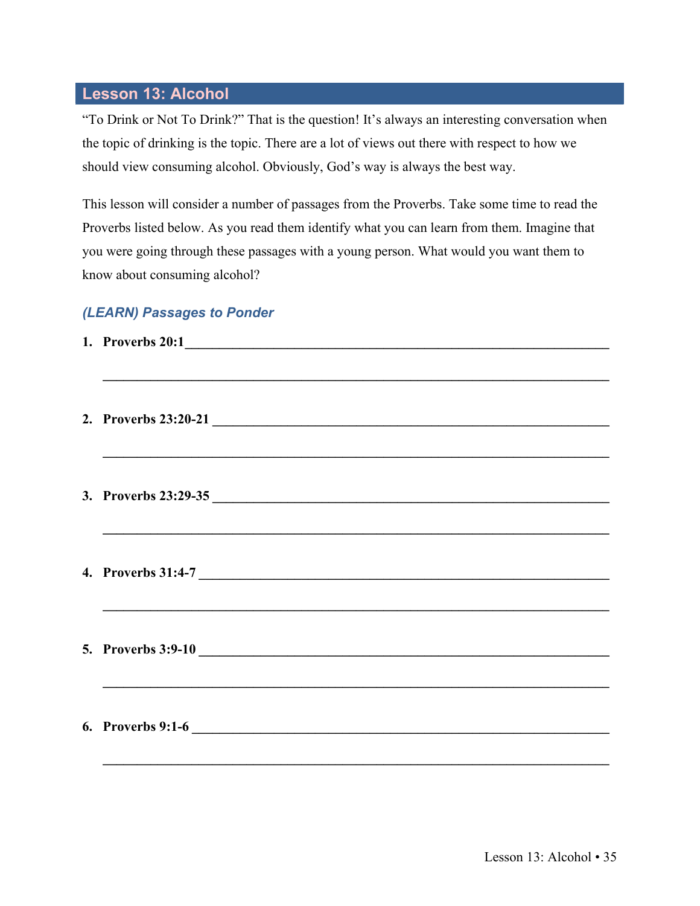## Lesson 13: Alcohol

"To Drink or Not To Drink?" That is the question! It's always an interesting conversation when the topic of drinking is the topic. There are a lot of views out there with respect to how we should view consuming alcohol. Obviously, God's way is always the best way.

This lesson will consider a number of passages from the Proverbs. Take some time to read the Proverbs listed below. As you read them identify what you can learn from them. Imagine that you were going through these passages with a young person. What would you want them to know about consuming alcohol?

### *(LEARN) Passages to Ponder*

1. **Proverbs 20:1**________________________________________________________________

   ________________________________________________________________

2. **Proverbs 23:20-21** ________________________________________________________________

   ________________________________________________________________

3. **Proverbs 23:29-35** ________________________________________________________________

   ________________________________________________________________

4. **Proverbs 31:4-7** ________________________________________________________________

   ________________________________________________________________

5. **Proverbs 3:9-10** ________________________________________________________________

   ________________________________________________________________

6. **Proverbs 9:1-6** ________________________________________________________________

   ________________________________________________________________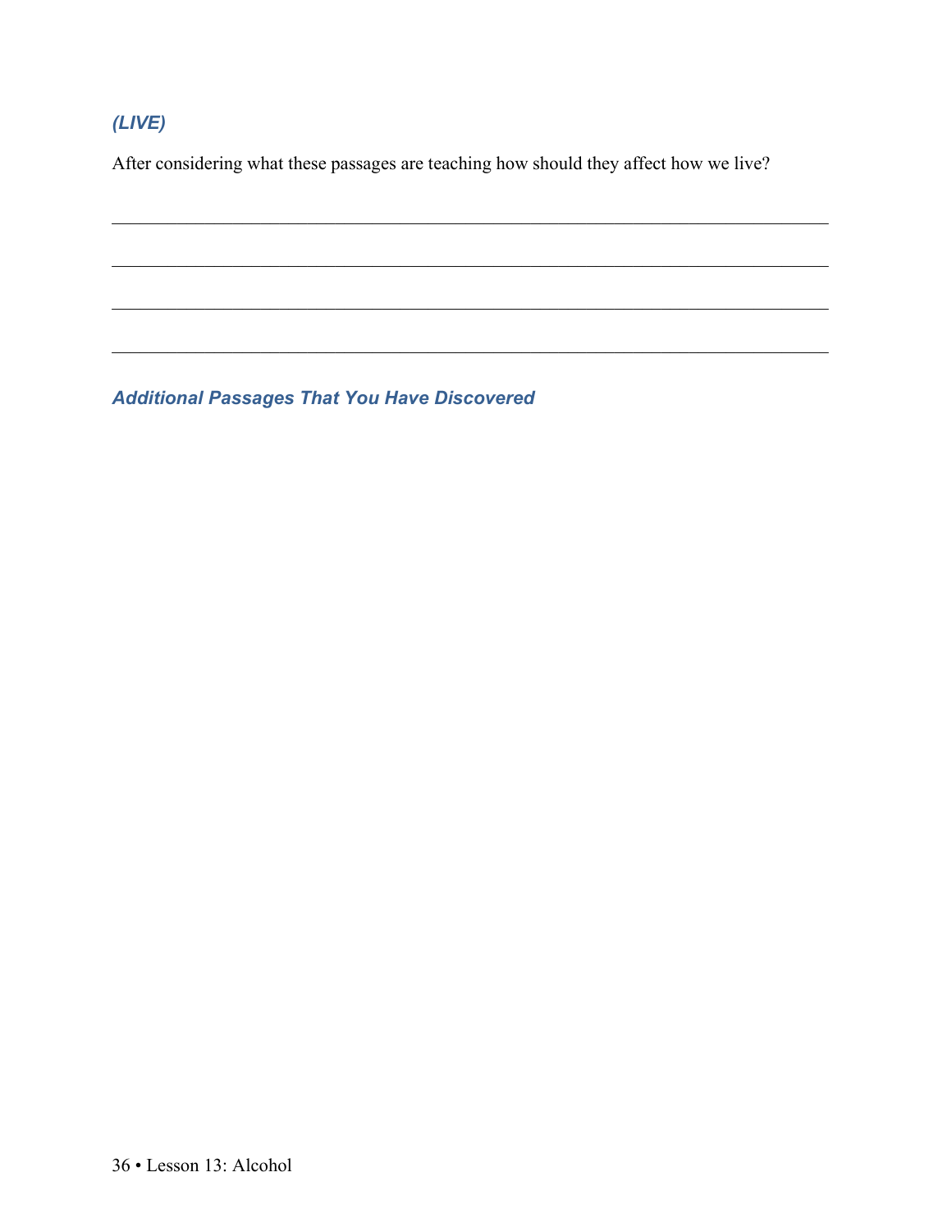### *(LIVE)*

After considering what these passages are teaching how should they affect how we live?

\_\_\_\_\_\_\_\_\_\_\_\_\_\_\_\_\_\_\_\_\_\_\_\_\_\_\_\_\_\_\_\_\_\_\_\_\_\_\_\_\_\_\_\_\_\_\_\_\_\_\_\_\_\_\_\_\_\_\_\_\_\_\_\_\_\_\_\_\_\_\_\_\_\_

\_\_\_\_\_\_\_\_\_\_\_\_\_\_\_\_\_\_\_\_\_\_\_\_\_\_\_\_\_\_\_\_\_\_\_\_\_\_\_\_\_\_\_\_\_\_\_\_\_\_\_\_\_\_\_\_\_\_\_\_\_\_\_\_\_\_\_\_\_\_\_\_\_\_

\_\_\_\_\_\_\_\_\_\_\_\_\_\_\_\_\_\_\_\_\_\_\_\_\_\_\_\_\_\_\_\_\_\_\_\_\_\_\_\_\_\_\_\_\_\_\_\_\_\_\_\_\_\_\_\_\_\_\_\_\_\_\_\_\_\_\_\_\_\_\_\_\_\_

\_\_\_\_\_\_\_\_\_\_\_\_\_\_\_\_\_\_\_\_\_\_\_\_\_\_\_\_\_\_\_\_\_\_\_\_\_\_\_\_\_\_\_\_\_\_\_\_\_\_\_\_\_\_\_\_\_\_\_\_\_\_\_\_\_\_\_\_\_\_\_\_\_\_

### *Additional Passages That You Have Discovered*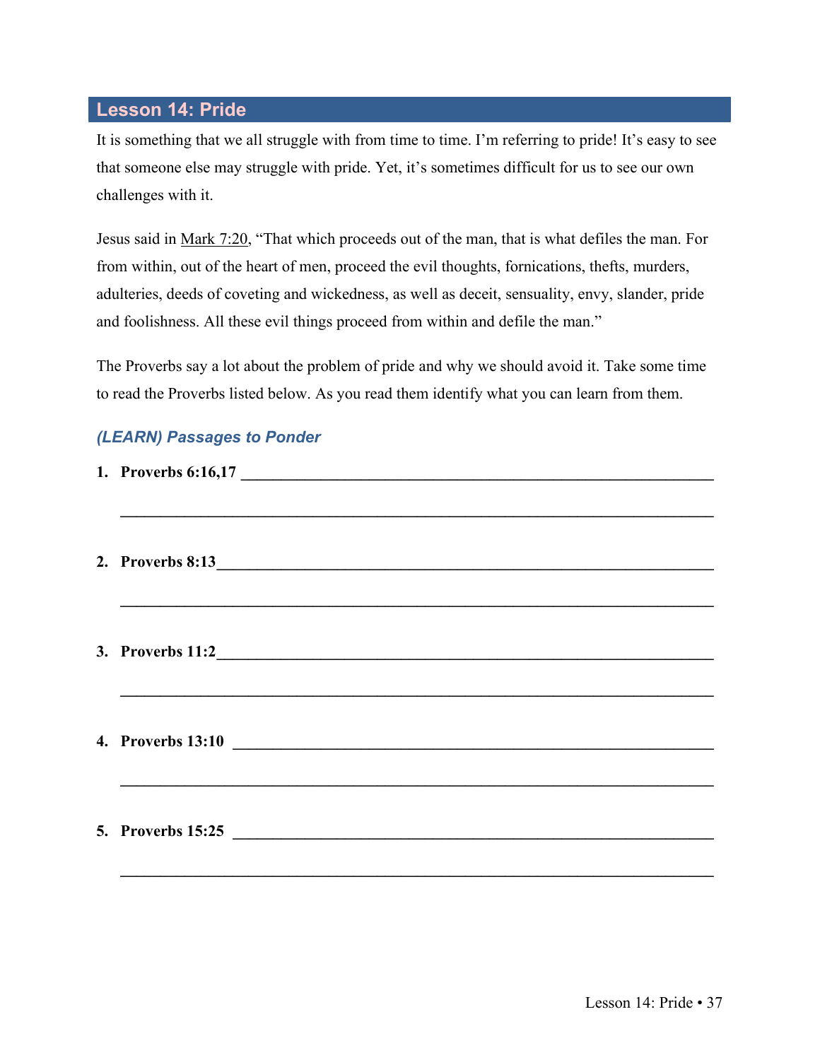## Lesson 14: Pride

It is something that we all struggle with from time to time. I'm referring to pride! It's easy to see that someone else may struggle with pride. Yet, it's sometimes difficult for us to see our own challenges with it.

Jesus said in Mark 7:20, "That which proceeds out of the man, that is what defiles the man. For from within, out of the heart of men, proceed the evil thoughts, fornications, thefts, murders, adulteries, deeds of coveting and wickedness, as well as deceit, sensuality, envy, slander, pride and foolishness. All these evil things proceed from within and defile the man."

The Proverbs say a lot about the problem of pride and why we should avoid it. Take some time to read the Proverbs listed below. As you read them identify what you can learn from them.

### *(LEARN) Passages to Ponder*

1. **Proverbs 6:16,17** ______________________________________________

   ______________________________________________

2. **Proverbs 8:13**______________________________________________

   ______________________________________________

3. **Proverbs 11:2**______________________________________________

   ______________________________________________

4. **Proverbs 13:10** ______________________________________________

   ______________________________________________

5. **Proverbs 15:25** ______________________________________________

   ______________________________________________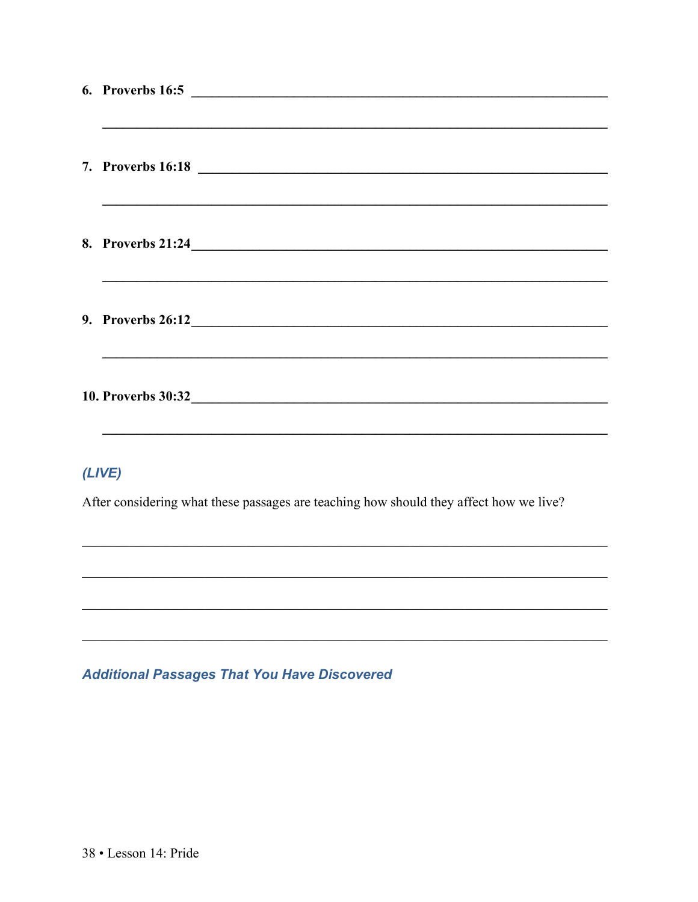6. **Proverbs 16:5** ____________________________________________

____________________________________________

7. **Proverbs 16:18** ____________________________________________

____________________________________________

8. **Proverbs 21:24** ____________________________________________

____________________________________________

9. **Proverbs 26:12** ____________________________________________

____________________________________________

10. **Proverbs 30:32** ____________________________________________

____________________________________________

### *(LIVE)*

After considering what these passages are teaching how should they affect how we live?

____________________________________________

____________________________________________

____________________________________________

____________________________________________

### *Additional Passages That You Have Discovered*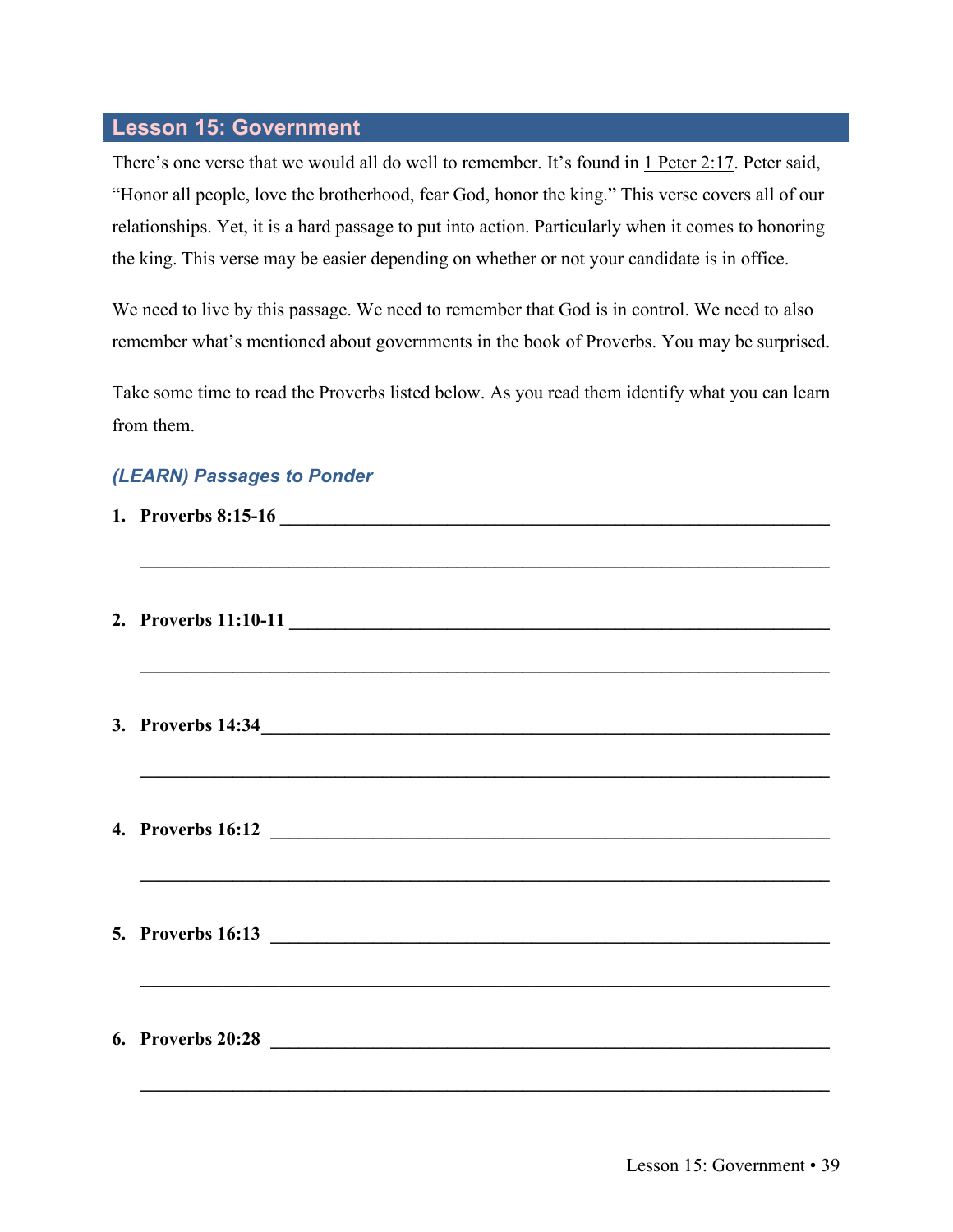## Lesson 15: Government

There's one verse that we would all do well to remember. It's found in 1 Peter 2:17. Peter said, "Honor all people, love the brotherhood, fear God, honor the king." This verse covers all of our relationships. Yet, it is a hard passage to put into action. Particularly when it comes to honoring the king. This verse may be easier depending on whether or not your candidate is in office.

We need to live by this passage. We need to remember that God is in control. We need to also remember what's mentioned about governments in the book of Proverbs. You may be surprised.

Take some time to read the Proverbs listed below. As you read them identify what you can learn from them.

### *(LEARN) Passages to Ponder*

1. **Proverbs 8:15-16** ______________________________________________

   ______________________________________________

2. **Proverbs 11:10-11** ______________________________________________

   ______________________________________________

3. **Proverbs 14:34** ______________________________________________

   ______________________________________________

4. **Proverbs 16:12** ______________________________________________

   ______________________________________________

5. **Proverbs 16:13** ______________________________________________

   ______________________________________________

6. **Proverbs 20:28** ______________________________________________

   ______________________________________________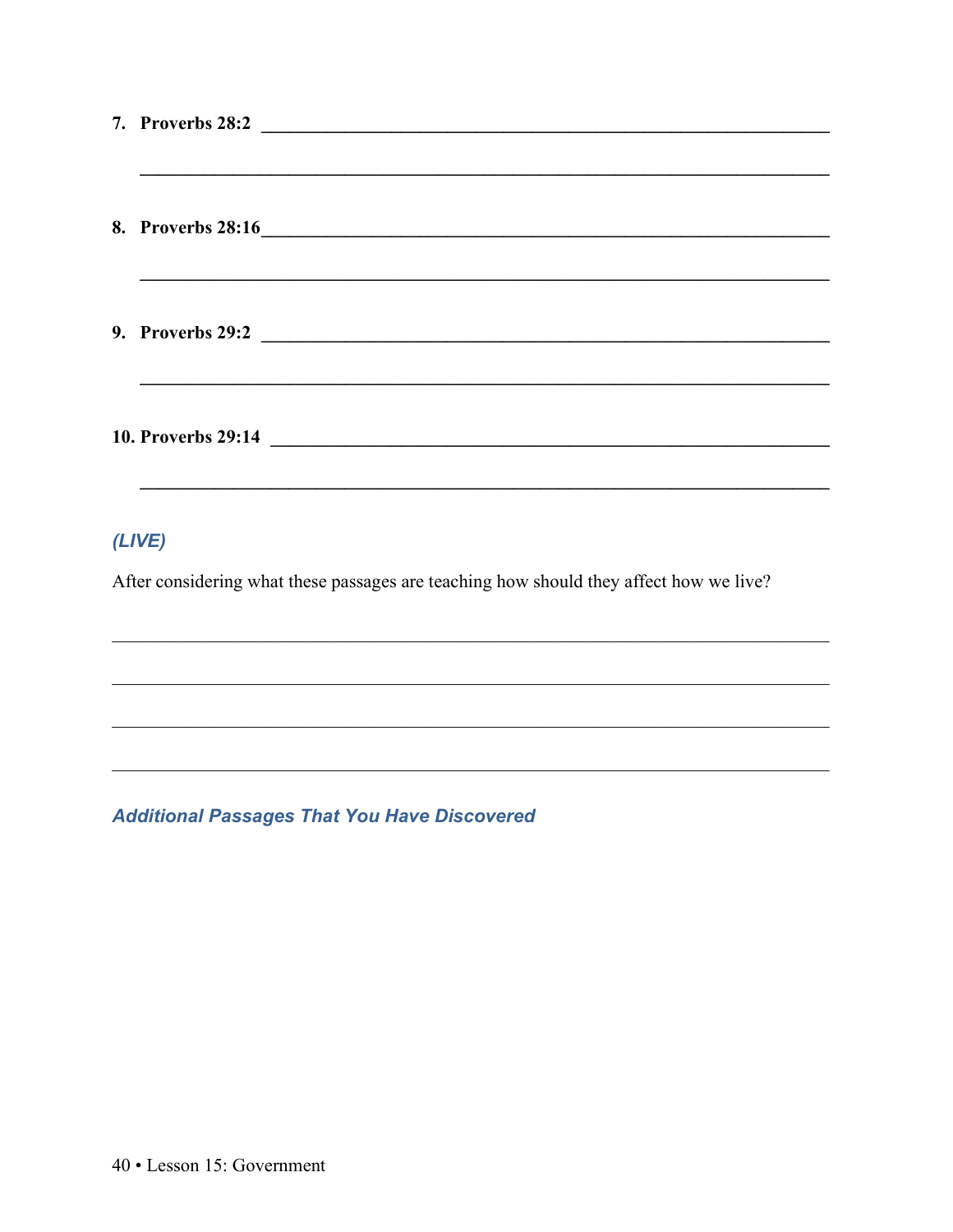7. **Proverbs 28:2** ____________________________________________

   ____________________________________________

8. **Proverbs 28:16** ____________________________________________

   ____________________________________________

9. **Proverbs 29:2** ____________________________________________

   ____________________________________________

10. **Proverbs 29:14** ____________________________________________

    ____________________________________________

### *(LIVE)*

After considering what these passages are teaching how should they affect how we live?

____________________________________________

____________________________________________

____________________________________________

____________________________________________

### *Additional Passages That You Have Discovered*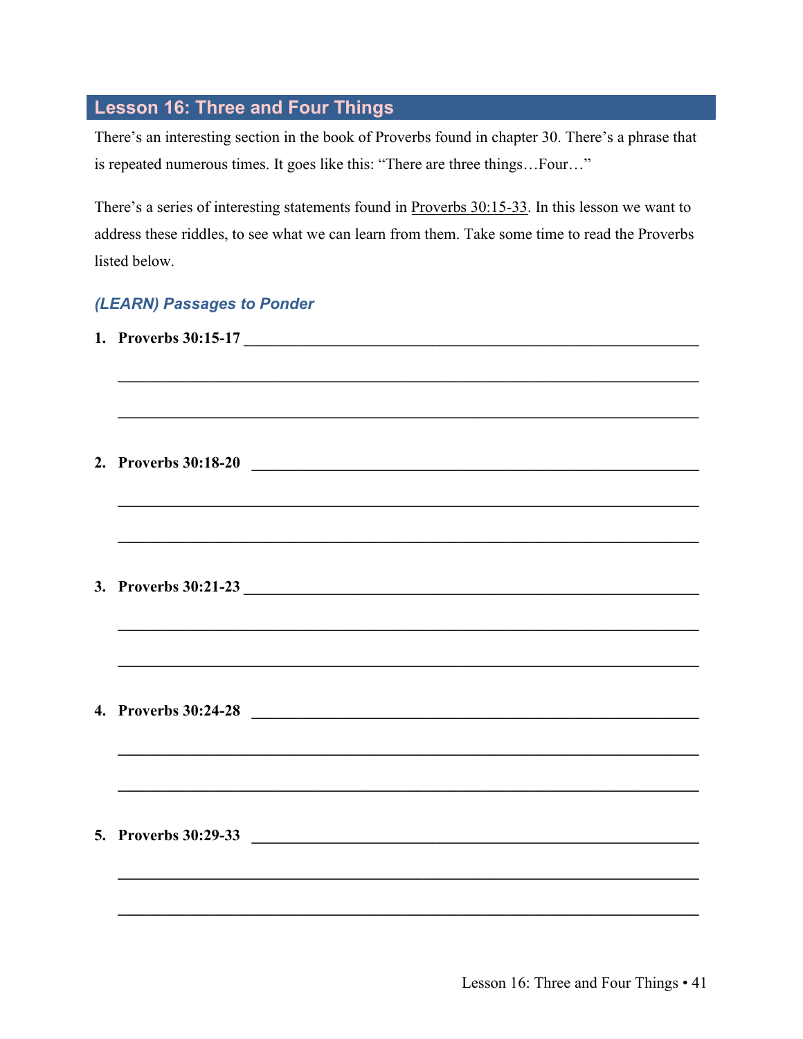## Lesson 16: Three and Four Things

There's an interesting section in the book of Proverbs found in chapter 30. There's a phrase that is repeated numerous times. It goes like this: "There are three things…Four…"

There's a series of interesting statements found in Proverbs 30:15-33. In this lesson we want to address these riddles, to see what we can learn from them. Take some time to read the Proverbs listed below.

### *(LEARN) Passages to Ponder*

1. **Proverbs 30:15-17** ______________________________________________________________

   ______________________________________________________________

   ______________________________________________________________

2. **Proverbs 30:18-20** ______________________________________________________________

   ______________________________________________________________

   ______________________________________________________________

3. **Proverbs 30:21-23** ______________________________________________________________

   ______________________________________________________________

   ______________________________________________________________

4. **Proverbs 30:24-28** ______________________________________________________________

   ______________________________________________________________

   ______________________________________________________________

5. **Proverbs 30:29-33** ______________________________________________________________

   ______________________________________________________________

   ______________________________________________________________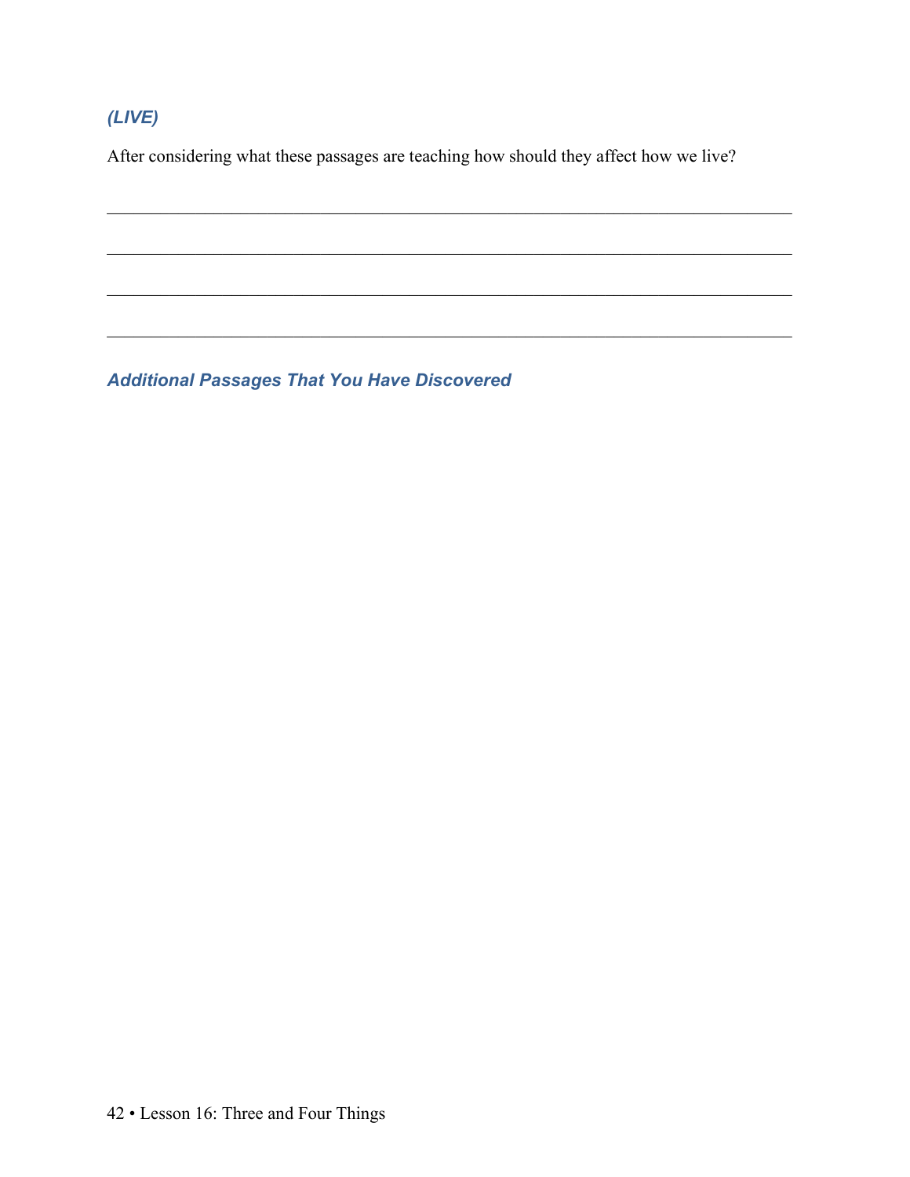### *(LIVE)*

After considering what these passages are teaching how should they affect how we live?

\_\_\_\_\_\_\_\_\_\_\_\_\_\_\_\_\_\_\_\_\_\_\_\_\_\_\_\_\_\_\_\_\_\_\_\_\_\_\_\_\_\_\_\_\_\_\_\_\_\_\_\_\_\_\_\_\_\_\_\_\_\_\_\_\_\_\_\_\_\_\_\_\_\_\_\_

\_\_\_\_\_\_\_\_\_\_\_\_\_\_\_\_\_\_\_\_\_\_\_\_\_\_\_\_\_\_\_\_\_\_\_\_\_\_\_\_\_\_\_\_\_\_\_\_\_\_\_\_\_\_\_\_\_\_\_\_\_\_\_\_\_\_\_\_\_\_\_\_\_\_\_\_

\_\_\_\_\_\_\_\_\_\_\_\_\_\_\_\_\_\_\_\_\_\_\_\_\_\_\_\_\_\_\_\_\_\_\_\_\_\_\_\_\_\_\_\_\_\_\_\_\_\_\_\_\_\_\_\_\_\_\_\_\_\_\_\_\_\_\_\_\_\_\_\_\_\_\_\_

\_\_\_\_\_\_\_\_\_\_\_\_\_\_\_\_\_\_\_\_\_\_\_\_\_\_\_\_\_\_\_\_\_\_\_\_\_\_\_\_\_\_\_\_\_\_\_\_\_\_\_\_\_\_\_\_\_\_\_\_\_\_\_\_\_\_\_\_\_\_\_\_\_\_\_\_

### *Additional Passages That You Have Discovered*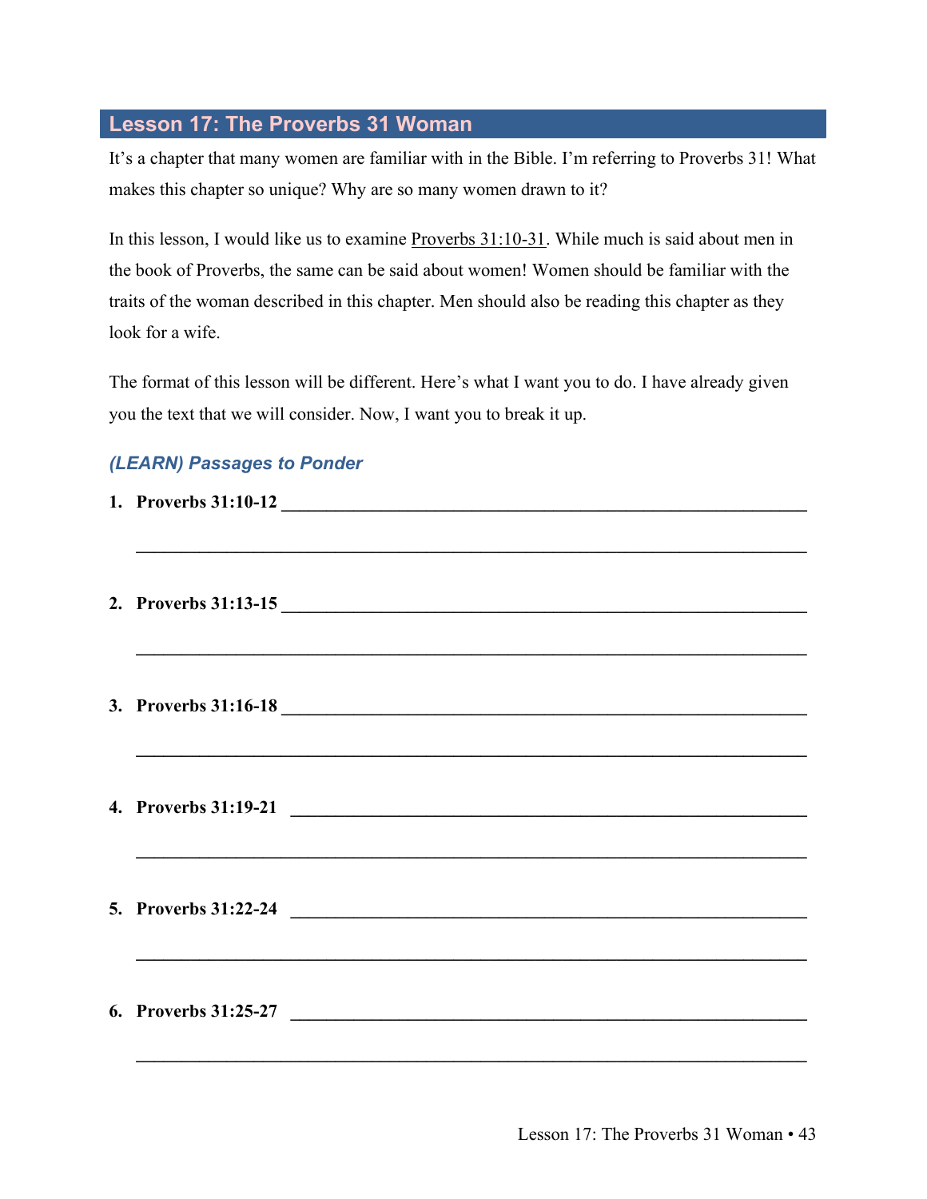## Lesson 17: The Proverbs 31 Woman

It's a chapter that many women are familiar with in the Bible. I'm referring to Proverbs 31! What makes this chapter so unique? Why are so many women drawn to it?

In this lesson, I would like us to examine Proverbs 31:10-31. While much is said about men in the book of Proverbs, the same can be said about women! Women should be familiar with the traits of the woman described in this chapter. Men should also be reading this chapter as they look for a wife.

The format of this lesson will be different. Here's what I want you to do. I have already given you the text that we will consider. Now, I want you to break it up.

### *(LEARN) Passages to Ponder*

1. **Proverbs 31:10-12** ______________________________________________________________

   ______________________________________________________________________________

2. **Proverbs 31:13-15** ______________________________________________________________

   ______________________________________________________________________________

3. **Proverbs 31:16-18** ______________________________________________________________

   ______________________________________________________________________________

4. **Proverbs 31:19-21** ______________________________________________________________

   ______________________________________________________________________________

5. **Proverbs 31:22-24** ______________________________________________________________

   ______________________________________________________________________________

6. **Proverbs 31:25-27** ______________________________________________________________

   ______________________________________________________________________________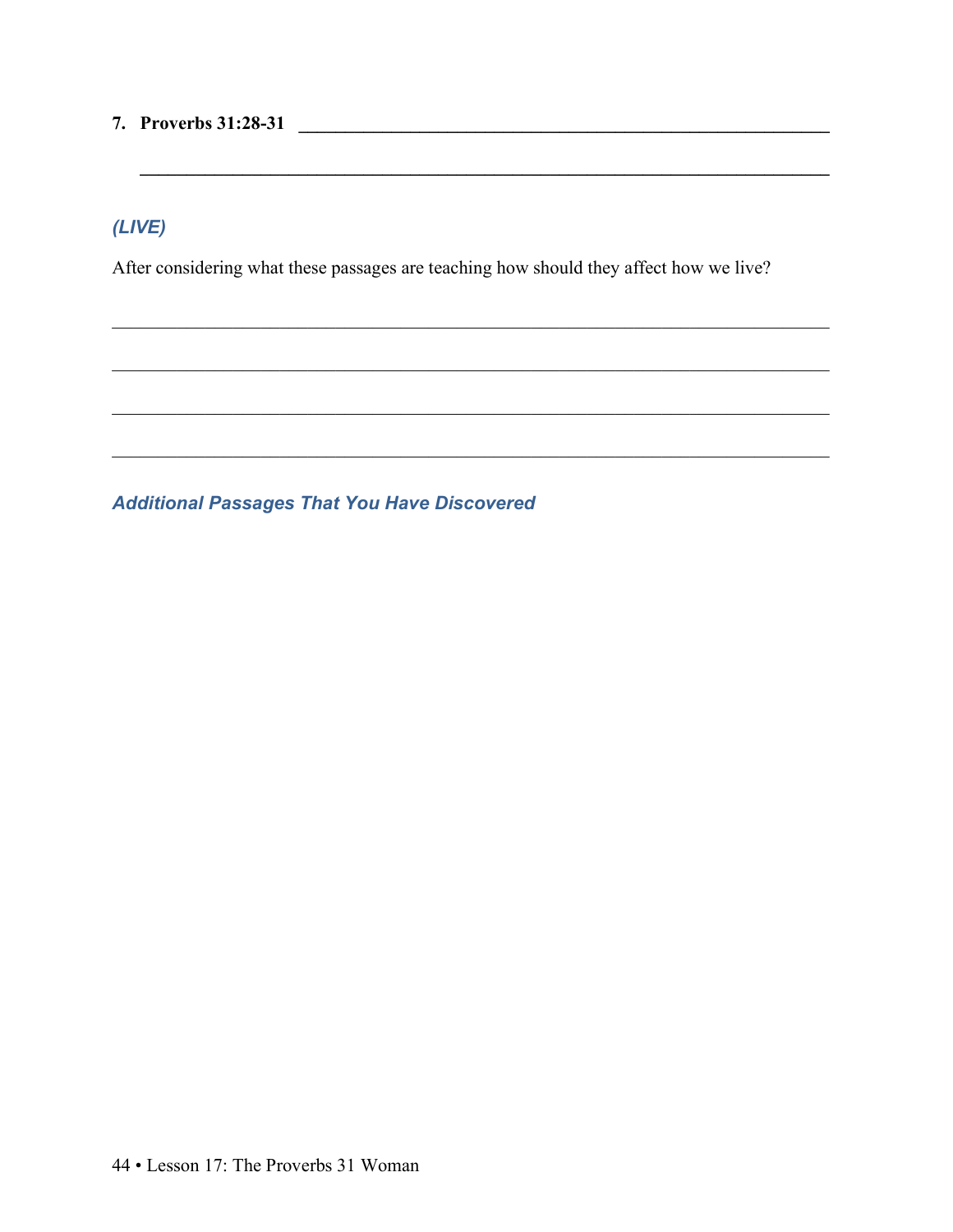**7. Proverbs 31:28-31** ____________________________________________________________

______________________________________________________________________________

### *(LIVE)*

After considering what these passages are teaching how should they affect how we live?

______________________________________________________________________________

______________________________________________________________________________

______________________________________________________________________________

______________________________________________________________________________

### *Additional Passages That You Have Discovered*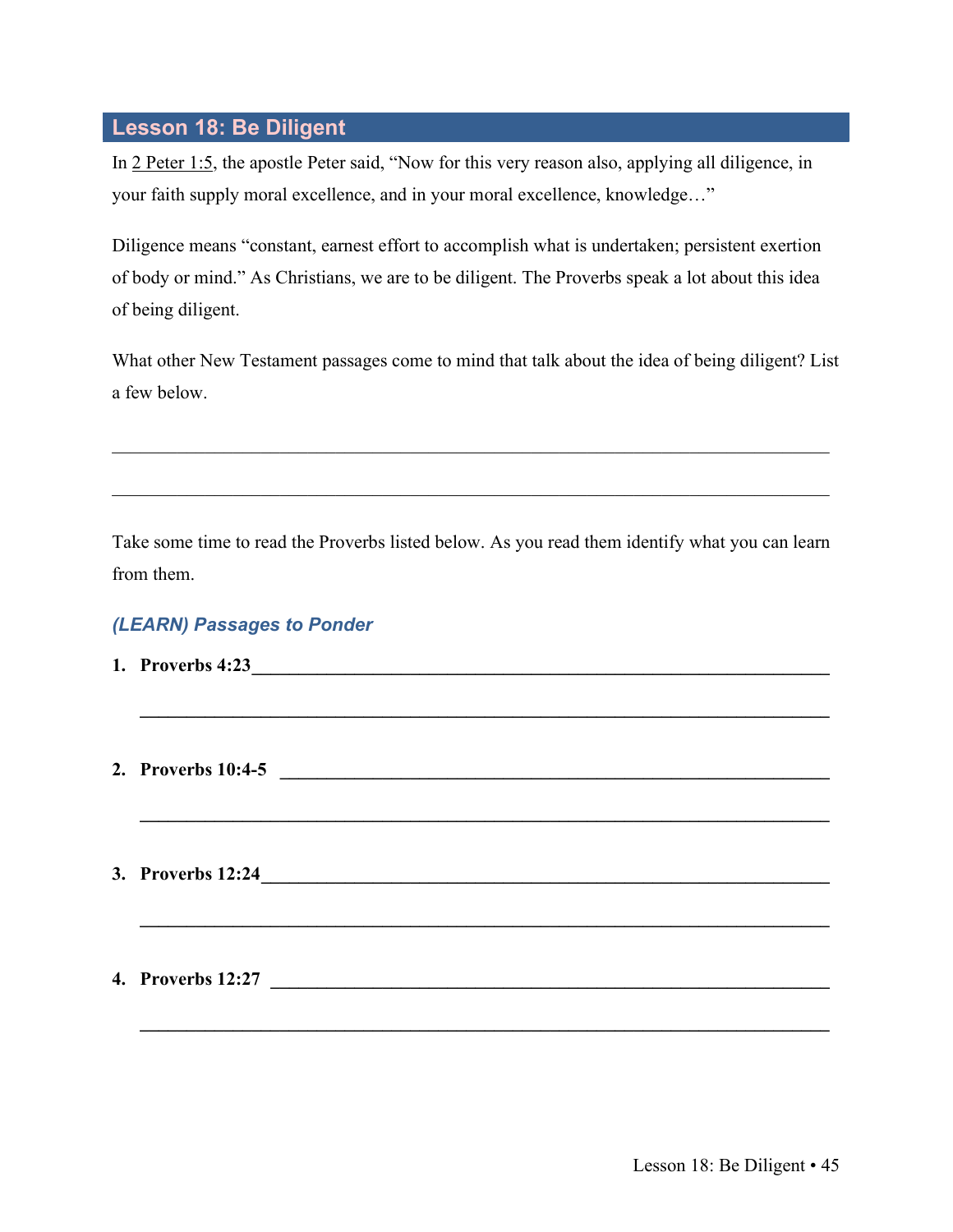## Lesson 18: Be Diligent

In 2 Peter 1:5, the apostle Peter said, "Now for this very reason also, applying all diligence, in your faith supply moral excellence, and in your moral excellence, knowledge…"

Diligence means "constant, earnest effort to accomplish what is undertaken; persistent exertion of body or mind." As Christians, we are to be diligent. The Proverbs speak a lot about this idea of being diligent.

What other New Testament passages come to mind that talk about the idea of being diligent? List a few below.

______________________________________________________________________________

______________________________________________________________________________

Take some time to read the Proverbs listed below. As you read them identify what you can learn from them.

### *(LEARN) Passages to Ponder*

1. **Proverbs 4:23**_______________________________________________________________

   ______________________________________________________________________________

2. **Proverbs 10:4-5** ____________________________________________________________

   ______________________________________________________________________________

3. **Proverbs 12:24**______________________________________________________________

   ______________________________________________________________________________

4. **Proverbs 12:27** _____________________________________________________________

   ______________________________________________________________________________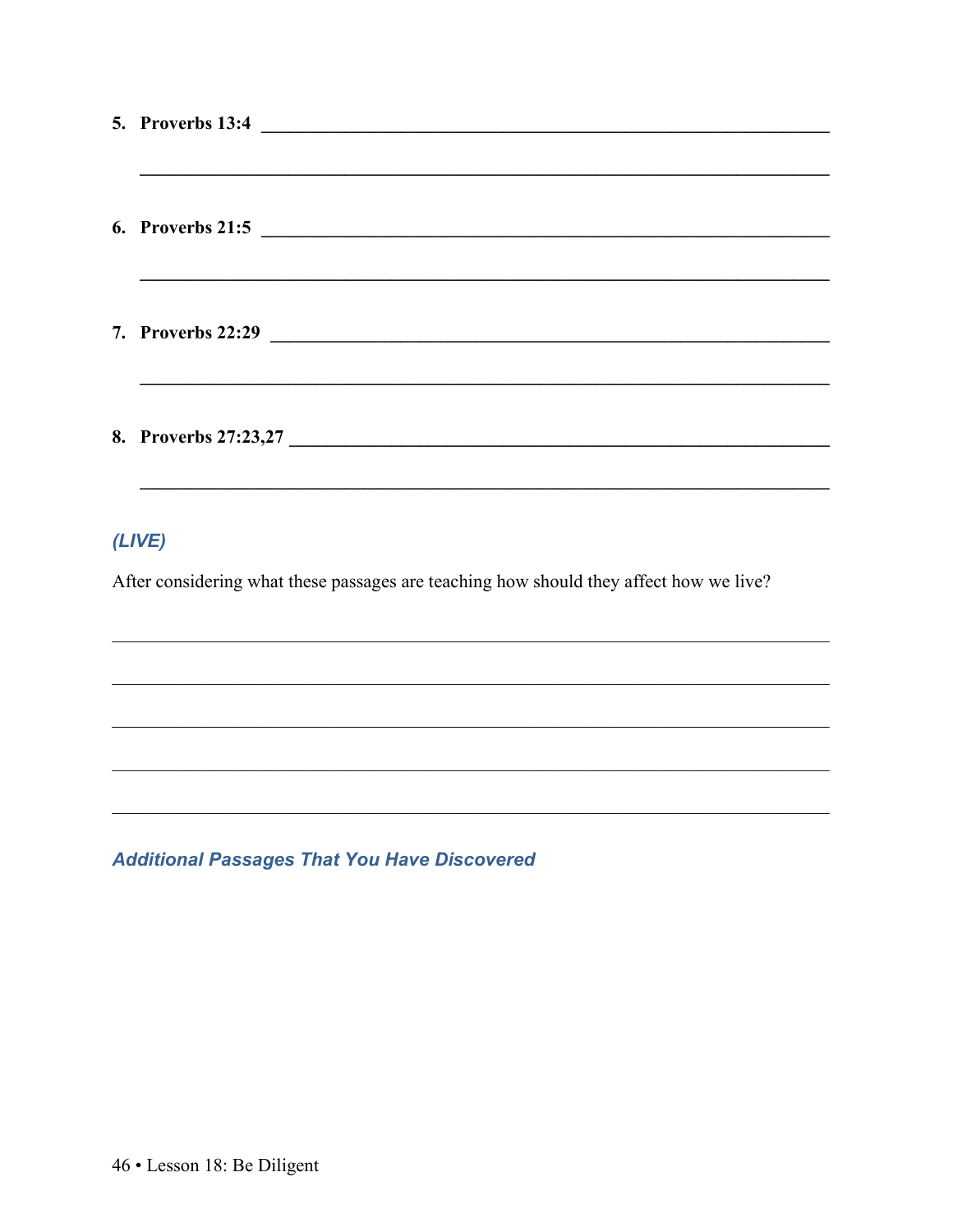5. **Proverbs 13:4** ______________________________________________

______________________________________________

6. **Proverbs 21:5** ______________________________________________

______________________________________________

7. **Proverbs 22:29** ______________________________________________

______________________________________________

8. **Proverbs 27:23,27** ______________________________________________

______________________________________________

### *(LIVE)*

After considering what these passages are teaching how should they affect how we live?

______________________________________________

______________________________________________

______________________________________________

______________________________________________

______________________________________________

### *Additional Passages That You Have Discovered*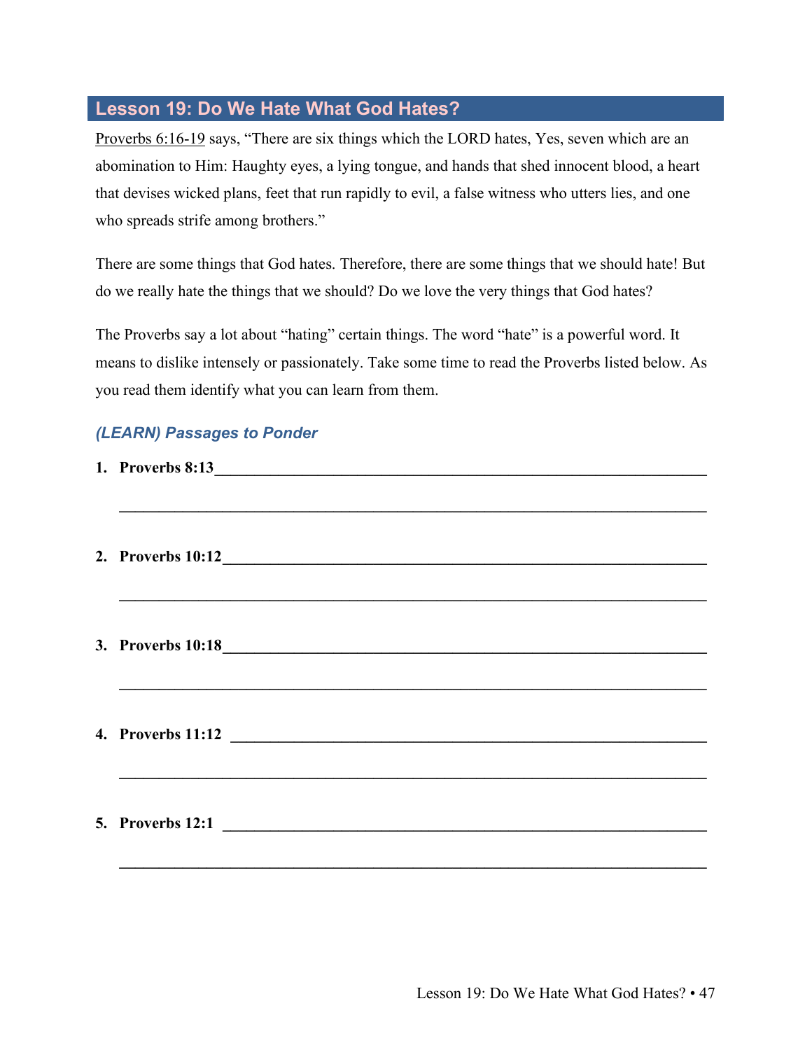## Lesson 19: Do We Hate What God Hates?

Proverbs 6:16-19 says, “There are six things which the LORD hates, Yes, seven which are an abomination to Him: Haughty eyes, a lying tongue, and hands that shed innocent blood, a heart that devises wicked plans, feet that run rapidly to evil, a false witness who utters lies, and one who spreads strife among brothers.”

There are some things that God hates. Therefore, there are some things that we should hate! But do we really hate the things that we should? Do we love the very things that God hates?

The Proverbs say a lot about “hating” certain things. The word “hate” is a powerful word. It means to dislike intensely or passionately. Take some time to read the Proverbs listed below. As you read them identify what you can learn from them.

### *(LEARN) Passages to Ponder*

1. **Proverbs 8:13**______________________________________________________________

   ______________________________________________________________

2. **Proverbs 10:12**______________________________________________________________

   ______________________________________________________________

3. **Proverbs 10:18**______________________________________________________________

   ______________________________________________________________

4. **Proverbs 11:12** ______________________________________________________________

   ______________________________________________________________

5. **Proverbs 12:1** ______________________________________________________________

   ______________________________________________________________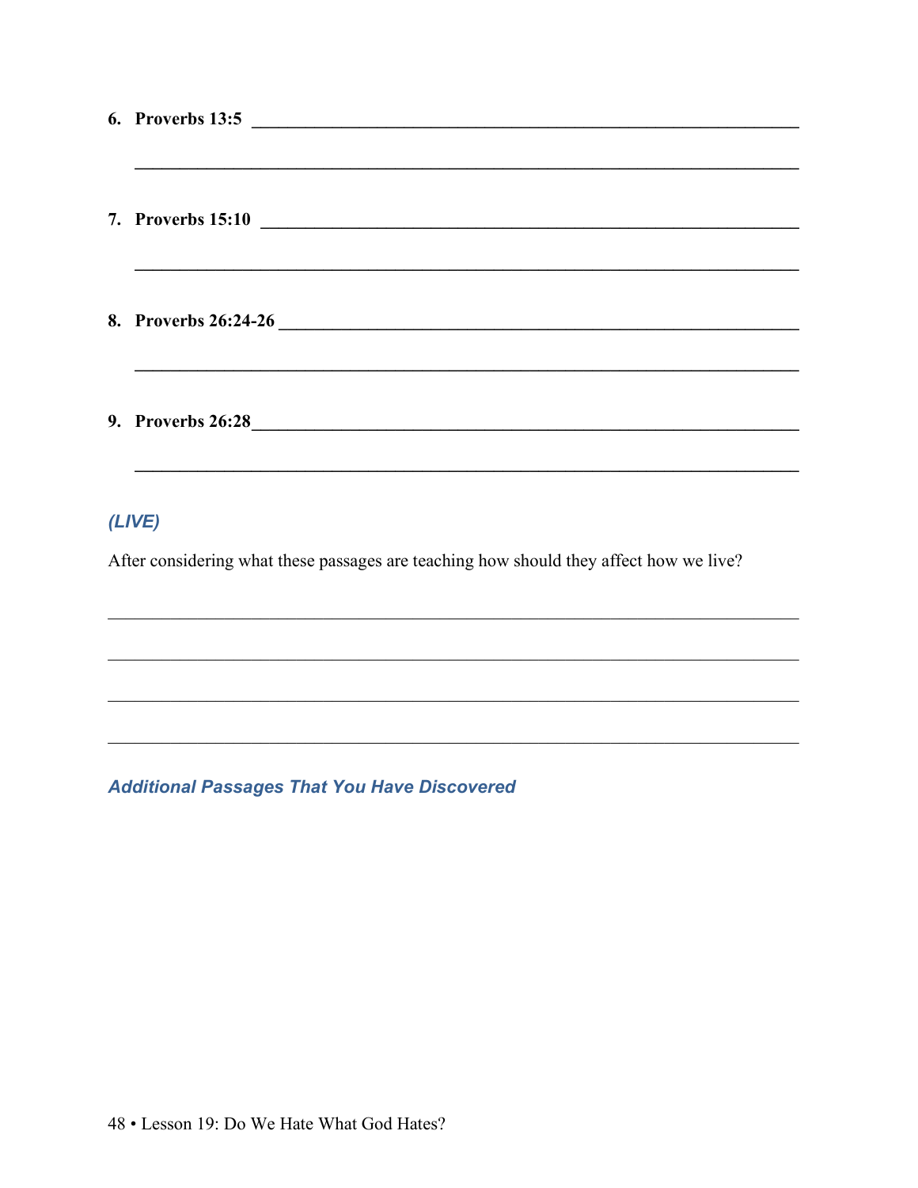6. **Proverbs 13:5** ____________________________________________

   ____________________________________________

7. **Proverbs 15:10** ____________________________________________

   ____________________________________________

8. **Proverbs 26:24-26** ____________________________________________

   ____________________________________________

9. **Proverbs 26:28** ____________________________________________

   ____________________________________________

### *(LIVE)*

After considering what these passages are teaching how should they affect how we live?

____________________________________________

____________________________________________

____________________________________________

____________________________________________

### *Additional Passages That You Have Discovered*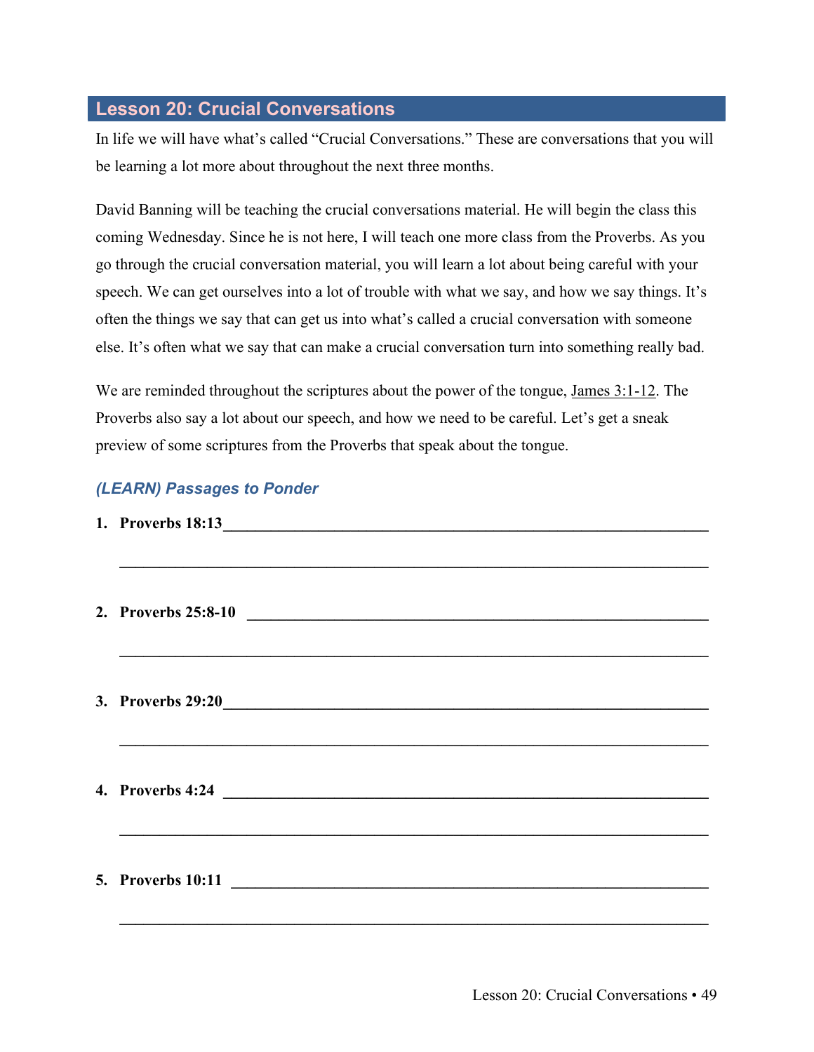## Lesson 20: Crucial Conversations

In life we will have what's called "Crucial Conversations." These are conversations that you will be learning a lot more about throughout the next three months.

David Banning will be teaching the crucial conversations material. He will begin the class this coming Wednesday. Since he is not here, I will teach one more class from the Proverbs. As you go through the crucial conversation material, you will learn a lot about being careful with your speech. We can get ourselves into a lot of trouble with what we say, and how we say things. It's often the things we say that can get us into what's called a crucial conversation with someone else. It's often what we say that can make a crucial conversation turn into something really bad.

We are reminded throughout the scriptures about the power of the tongue, James 3:1-12. The Proverbs also say a lot about our speech, and how we need to be careful. Let's get a sneak preview of some scriptures from the Proverbs that speak about the tongue.

### *(LEARN) Passages to Ponder*

1. **Proverbs 18:13**______________________________________________________________

   ______________________________________________________________

2. **Proverbs 25:8-10** ______________________________________________________________

   ______________________________________________________________

3. **Proverbs 29:20**______________________________________________________________

   ______________________________________________________________

4. **Proverbs 4:24** ______________________________________________________________

   ______________________________________________________________

5. **Proverbs 10:11** ______________________________________________________________

   ______________________________________________________________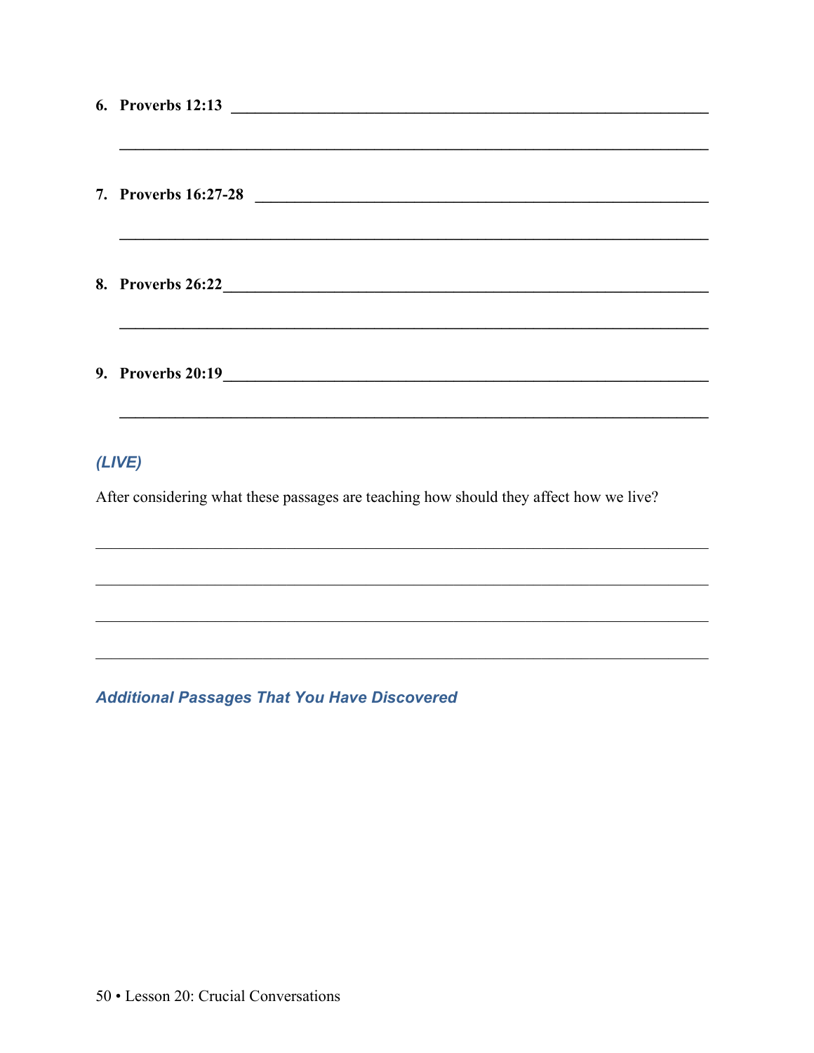6. **Proverbs 12:13** ________________________________________________

________________________________________________________________

7. **Proverbs 16:27-28** ____________________________________________

________________________________________________________________

8. **Proverbs 26:22** ________________________________________________

________________________________________________________________

9. **Proverbs 20:19** ________________________________________________

________________________________________________________________

### *(LIVE)*

After considering what these passages are teaching how should they affect how we live?

________________________________________________________________

________________________________________________________________

________________________________________________________________

________________________________________________________________

### *Additional Passages That You Have Discovered*